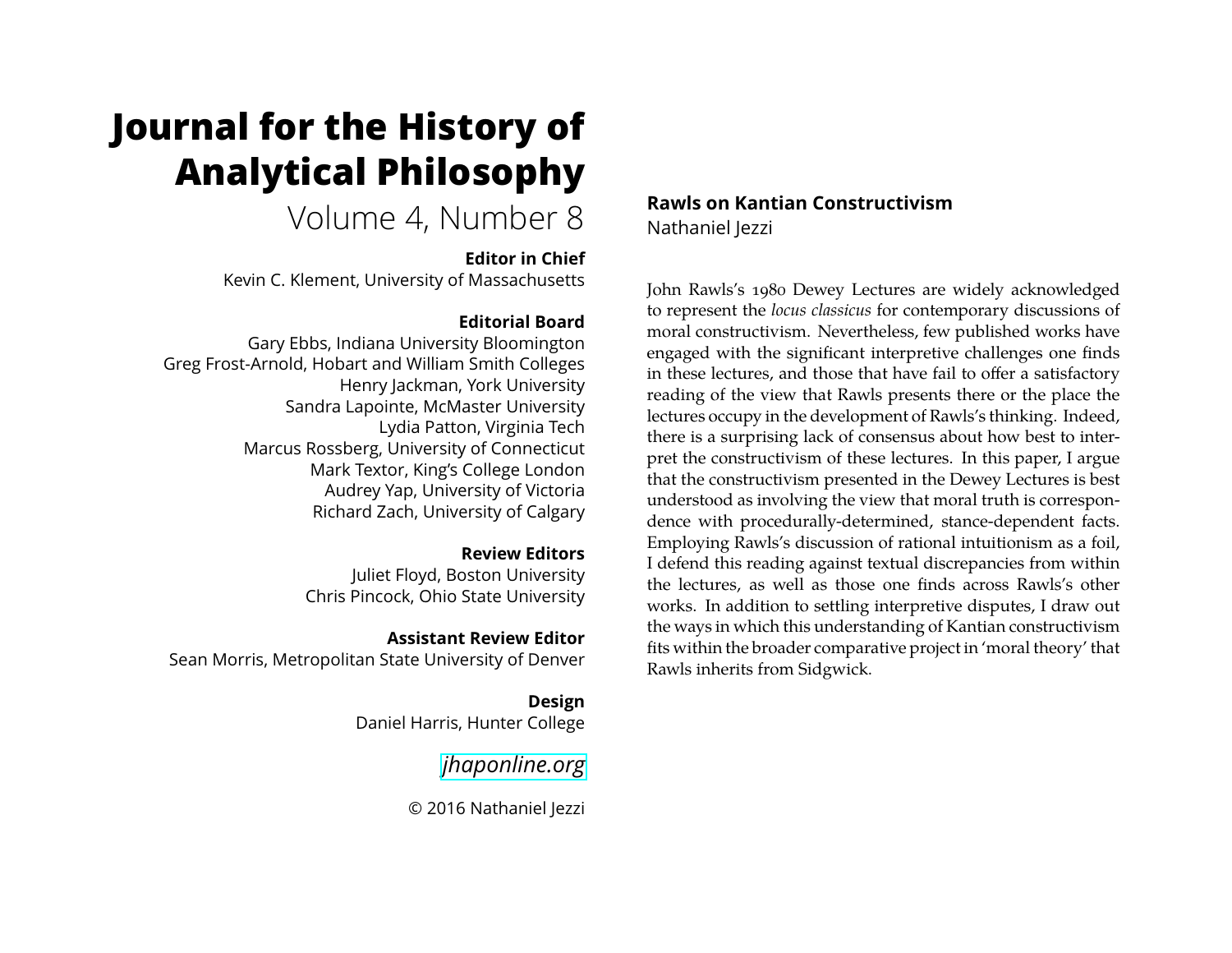# Journal for the History of Analytical Philosophy

Volume 4, Number 8

**Editor in Chief**

Kevin C. Klement, University of Massachusetts

**Editorial Board**

Gary Ebbs, Indiana University Bloomington
Greg Frost-Arnold, Hobart and William Smith Colleges
Henry Jackman, York University
Sandra Lapointe, McMaster University
Lydia Patton, Virginia Tech
Marcus Rossberg, University of Connecticut
Mark Textor, King's College London
Audrey Yap, University of Victoria
Richard Zach, University of Calgary

**Review Editors**

Juliet Floyd, Boston University
Chris Pincock, Ohio State University

**Assistant Review Editor**

Sean Morris, Metropolitan State University of Denver

**Design**

Daniel Harris, Hunter College

*jhaponline.org*

© 2016 Nathaniel Jezzi

## Rawls on Kantian Constructivism

Nathaniel Jezzi

John Rawls's 1980 Dewey Lectures are widely acknowledged to represent the *locus classicus* for contemporary discussions of moral constructivism. Nevertheless, few published works have engaged with the significant interpretive challenges one finds in these lectures, and those that have fail to offer a satisfactory reading of the view that Rawls presents there or the place the lectures occupy in the development of Rawls's thinking. Indeed, there is a surprising lack of consensus about how best to interpret the constructivism of these lectures. In this paper, I argue that the constructivism presented in the Dewey Lectures is best understood as involving the view that moral truth is correspondence with procedurally-determined, stance-dependent facts. Employing Rawls's discussion of rational intuitionism as a foil, I defend this reading against textual discrepancies from within the lectures, as well as those one finds across Rawls's other works. In addition to settling interpretive disputes, I draw out the ways in which this understanding of Kantian constructivism fits within the broader comparative project in 'moral theory' that Rawls inherits from Sidgwick.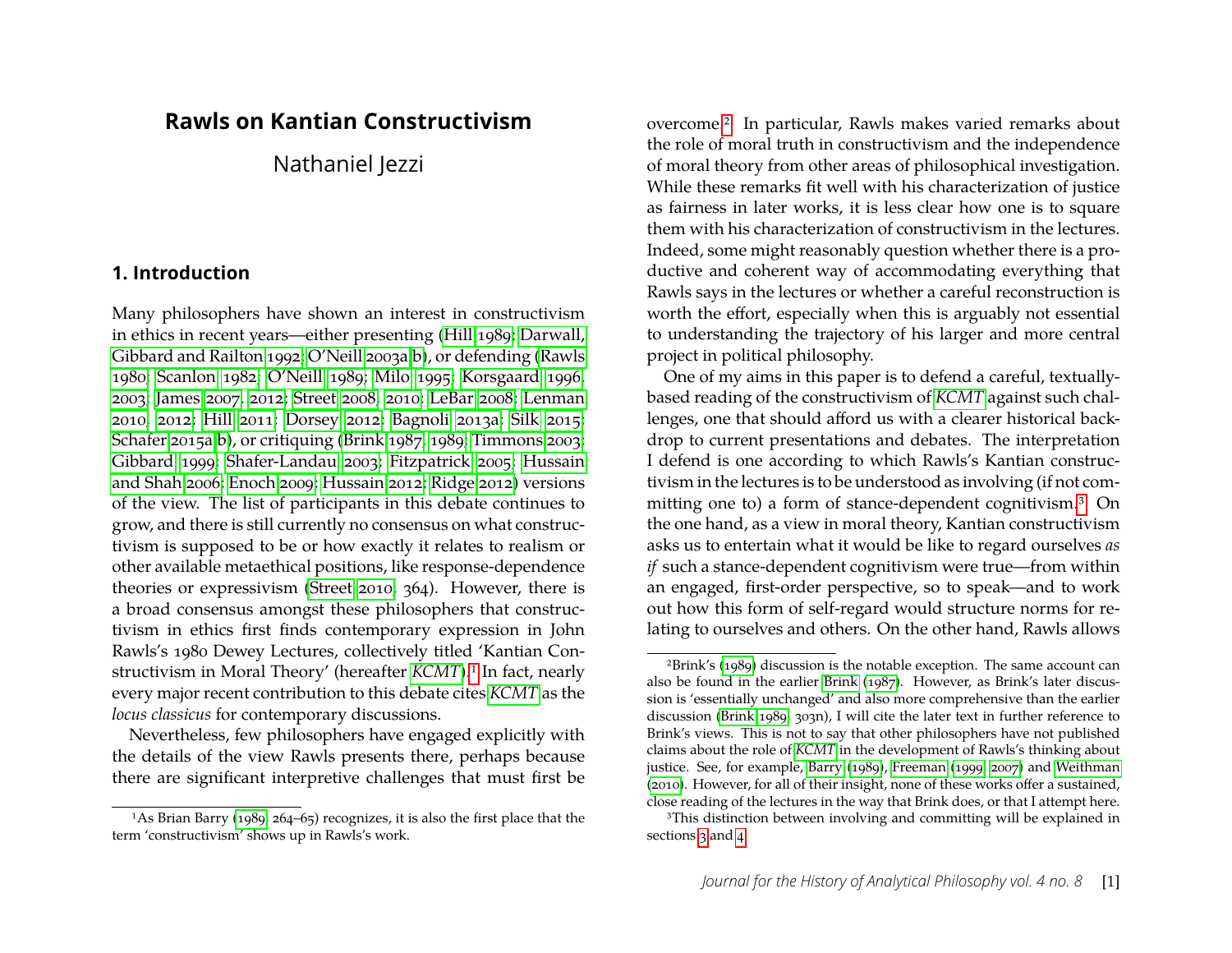# Rawls on Kantian Constructivism

Nathaniel Jezzi

## 1. Introduction

Many philosophers have shown an interest in constructivism in ethics in recent years—either presenting (Hill 1989; Darwall, Gibbard and Railton 1992; O'Neill 2003a,b), or defending (Rawls 1980; Scanlon 1982; O'Neill 1989; Milo 1995; Korsgaard 1996, 2003; James 2007, 2012; Street 2008, 2010; LeBar 2008; Lenman 2010, 2012; Hill 2011; Dorsey 2012; Bagnoli 2013a; Silk 2015; Schafer 2015a,b), or critiquing (Brink 1987, 1989; Timmons 2003; Gibbard 1999; Shafer-Landau 2003; Fitzpatrick 2005; Hussain and Shah 2006; Enoch 2009; Hussain 2012; Ridge 2012) versions of the view. The list of participants in this debate continues to grow, and there is still currently no consensus on what constructivism is supposed to be or how exactly it relates to realism or other available metaethical positions, like response-dependence theories or expressivism (Street 2010, 364). However, there is a broad consensus amongst these philosophers that constructivism in ethics first finds contemporary expression in John Rawls's 1980 Dewey Lectures, collectively titled 'Kantian Constructivism in Moral Theory' (hereafter *KCMT*).[1] In fact, nearly every major recent contribution to this debate cites *KCMT* as the *locus classicus* for contemporary discussions.

Nevertheless, few philosophers have engaged explicitly with the details of the view Rawls presents there, perhaps because there are significant interpretive challenges that must first be overcome.[2] In particular, Rawls makes varied remarks about the role of moral truth in constructivism and the independence of moral theory from other areas of philosophical investigation. While these remarks fit well with his characterization of justice as fairness in later works, it is less clear how one is to square them with his characterization of constructivism in the lectures. Indeed, some might reasonably question whether there is a productive and coherent way of accommodating everything that Rawls says in the lectures or whether a careful reconstruction is worth the effort, especially when this is arguably not essential to understanding the trajectory of his larger and more central project in political philosophy.

One of my aims in this paper is to defend a careful, textually-based reading of the constructivism of *KCMT* against such challenges, one that should afford us with a clearer historical backdrop to current presentations and debates. The interpretation I defend is one according to which Rawls's Kantian constructivism in the lectures is to be understood as involving (if not committing one to) a form of stance-dependent cognitivism.[3] On the one hand, as a view in moral theory, Kantian constructivism asks us to entertain what it would be like to regard ourselves *as if* such a stance-dependent cognitivism were true—from within an engaged, first-order perspective, so to speak—and to work out how this form of self-regard would structure norms for relating to ourselves and others. On the other hand, Rawls allows

[1] As Brian Barry (1989, 264–65) recognizes, it is also the first place that the term 'constructivism' shows up in Rawls's work.

[2] Brink's (1989) discussion is the notable exception. The same account can also be found in the earlier Brink (1987). However, as Brink's later discussion is 'essentially unchanged' and also more comprehensive than the earlier discussion (Brink 1989, 303n), I will cite the later text in further reference to Brink's views. This is not to say that other philosophers have not published claims about the role of *KCMT* in the development of Rawls's thinking about justice. See, for example, Barry (1989), Freeman (1999, 2007) and Weithman (2010). However, for all of their insight, none of these works offer a sustained, close reading of the lectures in the way that Brink does, or that I attempt here.

[3] This distinction between involving and committing will be explained in sections 3 and 4.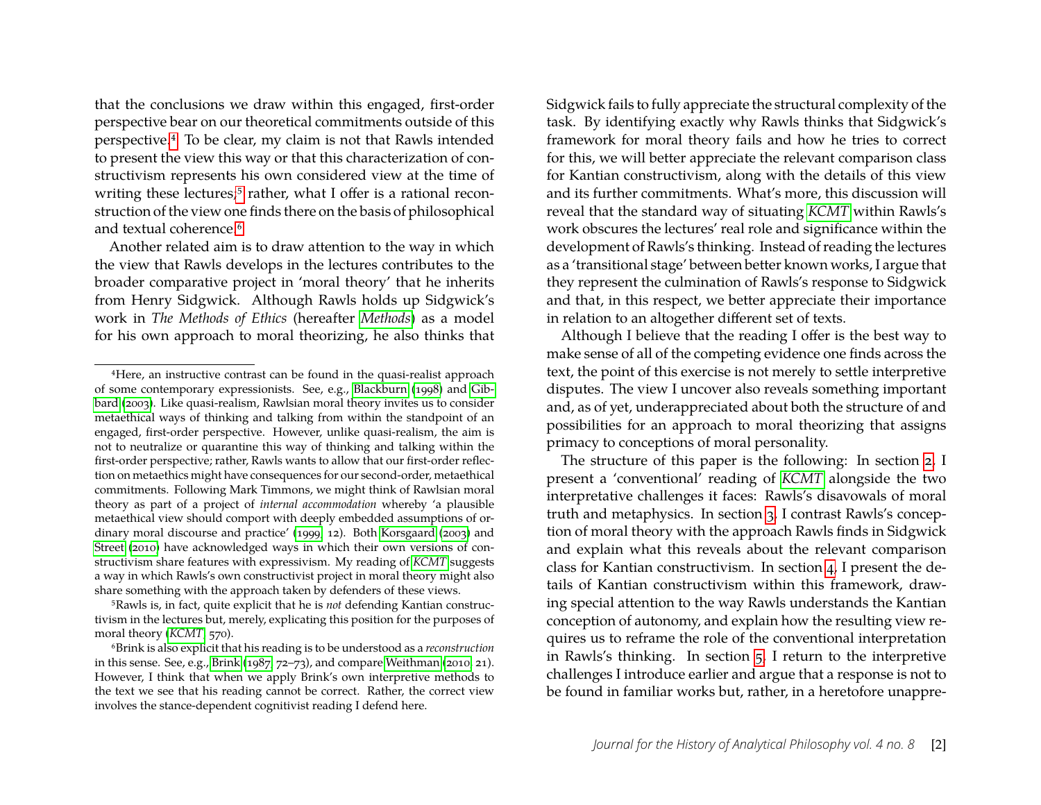that the conclusions we draw within this engaged, first-order perspective bear on our theoretical commitments outside of this perspective.[4] To be clear, my claim is not that Rawls intended to present the view this way or that this characterization of constructivism represents his own considered view at the time of writing these lectures;[5] rather, what I offer is a rational reconstruction of the view one finds there on the basis of philosophical and textual coherence.[6]

Another related aim is to draw attention to the way in which the view that Rawls develops in the lectures contributes to the broader comparative project in 'moral theory' that he inherits from Henry Sidgwick. Although Rawls holds up Sidgwick's work in *The Methods of Ethics* (hereafter *Methods*) as a model for his own approach to moral theorizing, he also thinks that Sidgwick fails to fully appreciate the structural complexity of the task. By identifying exactly why Rawls thinks that Sidgwick's framework for moral theory fails and how he tries to correct for this, we will better appreciate the relevant comparison class for Kantian constructivism, along with the details of this view and its further commitments. What's more, this discussion will reveal that the standard way of situating *KCMT* within Rawls's work obscures the lectures' real role and significance within the development of Rawls's thinking. Instead of reading the lectures as a 'transitional stage' between better known works, I argue that they represent the culmination of Rawls's response to Sidgwick and that, in this respect, we better appreciate their importance in relation to an altogether different set of texts.

Although I believe that the reading I offer is the best way to make sense of all of the competing evidence one finds across the text, the point of this exercise is not merely to settle interpretive disputes. The view I uncover also reveals something important and, as of yet, underappreciated about both the structure of and possibilities for an approach to moral theorizing that assigns primacy to conceptions of moral personality.

The structure of this paper is the following: In section 2, I present a 'conventional' reading of *KCMT* alongside the two interpretative challenges it faces: Rawls's disavowals of moral truth and metaphysics. In section 3, I contrast Rawls's conception of moral theory with the approach Rawls finds in Sidgwick and explain what this reveals about the relevant comparison class for Kantian constructivism. In section 4, I present the details of Kantian constructivism within this framework, drawing special attention to the way Rawls understands the Kantian conception of autonomy, and explain how the resulting view requires us to reframe the role of the conventional interpretation in Rawls's thinking. In section 5, I return to the interpretive challenges I introduce earlier and argue that a response is not to be found in familiar works but, rather, in a heretofore unappre-

---

[4] Here, an instructive contrast can be found in the quasi-realist approach of some contemporary expressionists. See, e.g., Blackburn (1998) and Gibbard (2003). Like quasi-realism, Rawlsian moral theory invites us to consider metaethical ways of thinking and talking from within the standpoint of an engaged, first-order perspective. However, unlike quasi-realism, the aim is not to neutralize or quarantine this way of thinking and talking within the first-order perspective; rather, Rawls wants to allow that our first-order reflection on metaethics might have consequences for our second-order, metaethical commitments. Following Mark Timmons, we might think of Rawlsian moral theory as part of a project of *internal accommodation* whereby 'a plausible metaethical view should comport with deeply embedded assumptions of ordinary moral discourse and practice' (1999, 12). Both Korsgaard (2003) and Street (2010) have acknowledged ways in which their own versions of constructivism share features with expressivism. My reading of *KCMT* suggests a way in which Rawls's own constructivist project in moral theory might also share something with the approach taken by defenders of these views.

[5] Rawls is, in fact, quite explicit that he is *not* defending Kantian constructivism in the lectures but, merely, explicating this position for the purposes of moral theory (*KCMT*, 570).

[6] Brink is also explicit that his reading is to be understood as a *reconstruction* in this sense. See, e.g., Brink (1987, 72–73), and compare Weithman (2010, 21). However, I think that when we apply Brink's own interpretive methods to the text we see that his reading cannot be correct. Rather, the correct view involves the stance-dependent cognitivist reading I defend here.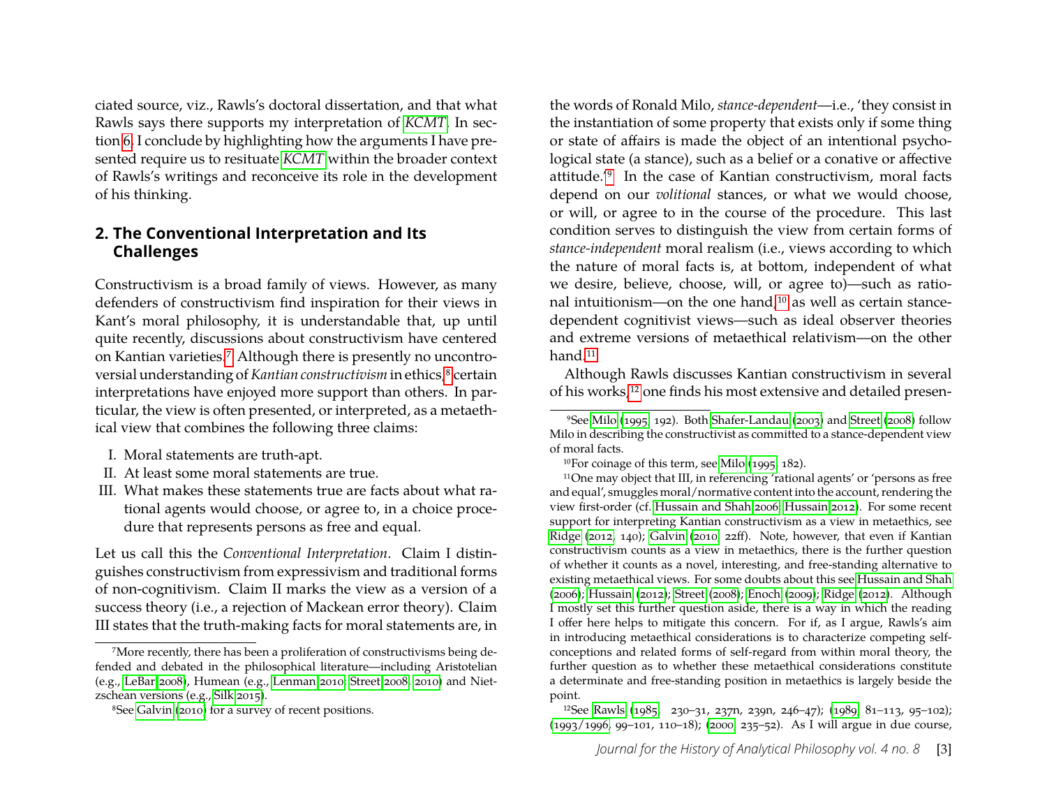ciated source, viz., Rawls's doctoral dissertation, and that what Rawls says there supports my interpretation of *KCMT*. In section 6, I conclude by highlighting how the arguments I have presented require us to resituate *KCMT* within the broader context of Rawls's writings and reconceive its role in the development of his thinking.

## 2. The Conventional Interpretation and Its Challenges

Constructivism is a broad family of views. However, as many defenders of constructivism find inspiration for their views in Kant's moral philosophy, it is understandable that, up until quite recently, discussions about constructivism have centered on Kantian varieties.[7] Although there is presently no uncontroversial understanding of *Kantian constructivism* in ethics,[8] certain interpretations have enjoyed more support than others. In particular, the view is often presented, or interpreted, as a metaethical view that combines the following three claims:

I. Moral statements are truth-apt.
II. At least some moral statements are true.
III. What makes these statements true are facts about what rational agents would choose, or agree to, in a choice procedure that represents persons as free and equal.

Let us call this the *Conventional Interpretation*. Claim I distinguishes constructivism from expressivism and traditional forms of non-cognitivism. Claim II marks the view as a version of a success theory (i.e., a rejection of Mackean error theory). Claim III states that the truth-making facts for moral statements are, in the words of Ronald Milo, *stance-dependent*—i.e., 'they consist in the instantiation of some property that exists only if some thing or state of affairs is made the object of an intentional psychological state (a stance), such as a belief or a conative or affective attitude.'[9] In the case of Kantian constructivism, moral facts depend on our *volitional* stances, or what we would choose, or will, or agree to in the course of the procedure. This last condition serves to distinguish the view from certain forms of *stance-independent* moral realism (i.e., views according to which the nature of moral facts is, at bottom, independent of what we desire, believe, choose, will, or agree to)—such as rational intuitionism—on the one hand,[10] as well as certain stance-dependent cognitivist views—such as ideal observer theories and extreme versions of metaethical relativism—on the other hand.[11]

Although Rawls discusses Kantian constructivism in several of his works,[12] one finds his most extensive and detailed presen-

---

[7] More recently, there has been a proliferation of constructivisms being defended and debated in the philosophical literature—including Aristotelian (e.g., LeBar 2008), Humean (e.g., Lenman 2010; Street 2008, 2010) and Nietzschean versions (e.g., Silk 2015).

[8] See Galvin (2010) for a survey of recent positions.

[9] See Milo (1995, 192). Both Shafer-Landau (2003) and Street (2008) follow Milo in describing the constructivist as committed to a stance-dependent view of moral facts.

[10] For coinage of this term, see Milo (1995, 182).

[11] One may object that III, in referencing 'rational agents' or 'persons as free and equal', smuggles moral/normative content into the account, rendering the view first-order (cf. Hussain and Shah 2006; Hussain 2012). For some recent support for interpreting Kantian constructivism as a view in metaethics, see Ridge (2012, 140); Galvin (2010, 22ff). Note, however, that even if Kantian constructivism counts as a view in metaethics, there is the further question of whether it counts as a novel, interesting, and free-standing alternative to existing metaethical views. For some doubts about this see Hussain and Shah (2006); Hussain (2012); Street (2008); Enoch (2009); Ridge (2012). Although I mostly set this further question aside, there is a way in which the reading I offer here helps to mitigate this concern. For if, as I argue, Rawls's aim in introducing metaethical considerations is to characterize competing self-conceptions and related forms of self-regard from within moral theory, the further question as to whether these metaethical considerations constitute a determinate and free-standing position in metaethics is largely beside the point.

[12] See Rawls (1985, 230–31, 237n, 239n, 246–47); (1989, 81–113, 95–102); (1993/1996, 99–101, 110–18); (2000, 235–52). As I will argue in due course,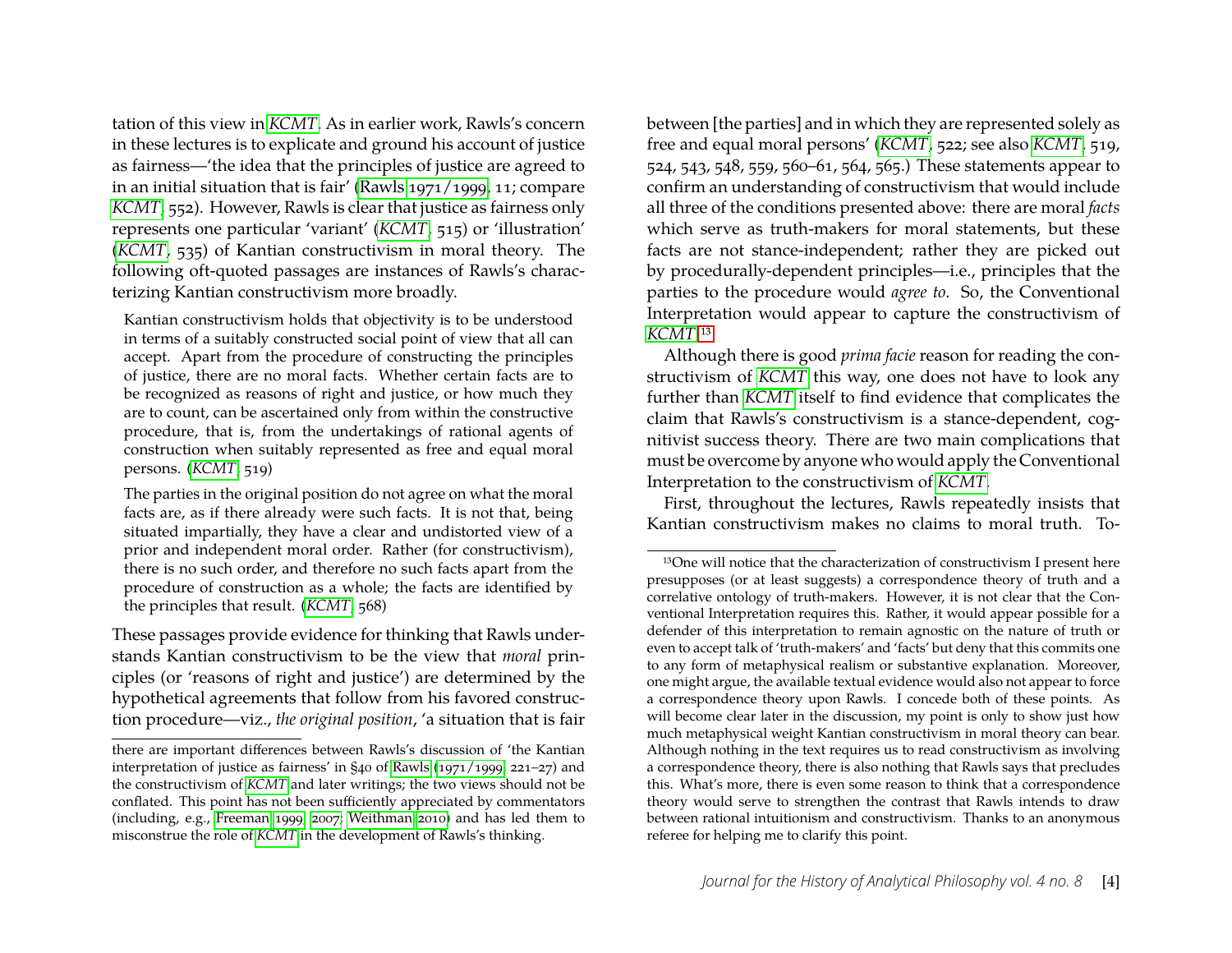tation of this view in KCMT. As in earlier work, Rawls's concern in these lectures is to explicate and ground his account of justice as fairness—'the idea that the principles of justice are agreed to in an initial situation that is fair' (Rawls 1971/1999, 11; compare KCMT, 552). However, Rawls is clear that justice as fairness only represents one particular 'variant' (KCMT, 515) or 'illustration' (KCMT, 535) of Kantian constructivism in moral theory. The following oft-quoted passages are instances of Rawls's characterizing Kantian constructivism more broadly.

> Kantian constructivism holds that objectivity is to be understood in terms of a suitably constructed social point of view that all can accept. Apart from the procedure of constructing the principles of justice, there are no moral facts. Whether certain facts are to be recognized as reasons of right and justice, or how much they are to count, can be ascertained only from within the constructive procedure, that is, from the undertakings of rational agents of construction when suitably represented as free and equal moral persons. (KCMT, 519)

> The parties in the original position do not agree on what the moral facts are, as if there already were such facts. It is not that, being situated impartially, they have a clear and undistorted view of a prior and independent moral order. Rather (for constructivism), there is no such order, and therefore no such facts apart from the procedure of construction as a whole; the facts are identified by the principles that result. (KCMT, 568)

These passages provide evidence for thinking that Rawls understands Kantian constructivism to be the view that *moral* principles (or 'reasons of right and justice') are determined by the hypothetical agreements that follow from his favored construction procedure—viz., *the original position*, 'a situation that is fair between [the parties] and in which they are represented solely as free and equal moral persons' (KCMT, 522; see also KCMT, 519, 524, 543, 548, 559, 560–61, 564, 565.) These statements appear to confirm an understanding of constructivism that would include all three of the conditions presented above: there are moral *facts* which serve as truth-makers for moral statements, but these facts are not stance-independent; rather they are picked out by procedurally-dependent principles—i.e., principles that the parties to the procedure would *agree to*. So, the Conventional Interpretation would appear to capture the constructivism of KCMT.[13]

Although there is good *prima facie* reason for reading the constructivism of KCMT this way, one does not have to look any further than KCMT itself to find evidence that complicates the claim that Rawls's constructivism is a stance-dependent, cognitivist success theory. There are two main complications that must be overcome by anyone who would apply the Conventional Interpretation to the constructivism of KCMT.

First, throughout the lectures, Rawls repeatedly insists that Kantian constructivism makes no claims to moral truth. To-

---

there are important differences between Rawls's discussion of 'the Kantian interpretation of justice as fairness' in §40 of Rawls (1971/1999, 221–27) and the constructivism of KCMT and later writings; the two views should not be conflated. This point has not been sufficiently appreciated by commentators (including, e.g., Freeman 1999, 2007; Weithman 2010) and has led them to misconstrue the role of KCMT in the development of Rawls's thinking.

[13] One will notice that the characterization of constructivism I present here presupposes (or at least suggests) a correspondence theory of truth and a correlative ontology of truth-makers. However, it is not clear that the Conventional Interpretation requires this. Rather, it would appear possible for a defender of this interpretation to remain agnostic on the nature of truth or even to accept talk of 'truth-makers' and 'facts' but deny that this commits one to any form of metaphysical realism or substantive explanation. Moreover, one might argue, the available textual evidence would also not appear to force a correspondence theory upon Rawls. I concede both of these points. As will become clear later in the discussion, my point is only to show just how much metaphysical weight Kantian constructivism in moral theory can bear. Although nothing in the text requires us to read constructivism as involving a correspondence theory, there is also nothing that Rawls says that precludes this. What's more, there is even some reason to think that a correspondence theory would serve to strengthen the contrast that Rawls intends to draw between rational intuitionism and constructivism. Thanks to an anonymous referee for helping me to clarify this point.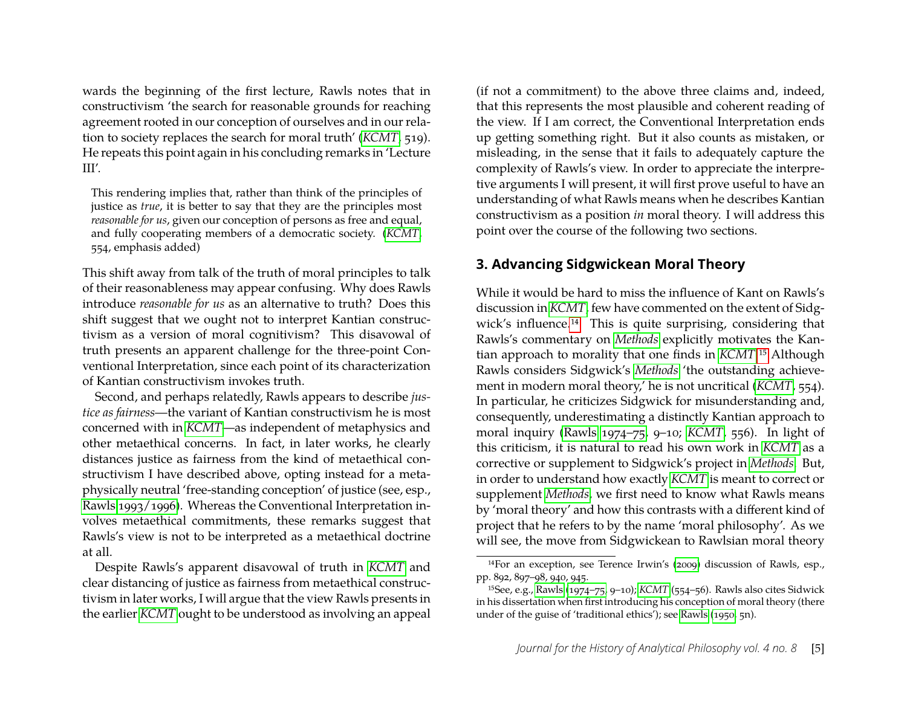wards the beginning of the first lecture, Rawls notes that in constructivism 'the search for reasonable grounds for reaching agreement rooted in our conception of ourselves and in our relation to society replaces the search for moral truth' (*KCMT*, 519). He repeats this point again in his concluding remarks in 'Lecture III'.

> This rendering implies that, rather than think of the principles of justice as *true*, it is better to say that they are the principles most *reasonable for us*, given our conception of persons as free and equal, and fully cooperating members of a democratic society. (*KCMT*, 554, emphasis added)

This shift away from talk of the truth of moral principles to talk of their reasonableness may appear confusing. Why does Rawls introduce *reasonable for us* as an alternative to truth? Does this shift suggest that we ought not to interpret Kantian constructivism as a version of moral cognitivism? This disavowal of truth presents an apparent challenge for the three-point Conventional Interpretation, since each point of its characterization of Kantian constructivism invokes truth.

Second, and perhaps relatedly, Rawls appears to describe *justice as fairness*—the variant of Kantian constructivism he is most concerned with in *KCMT*—as independent of metaphysics and other metaethical concerns. In fact, in later works, he clearly distances justice as fairness from the kind of metaethical constructivism I have described above, opting instead for a metaphysically neutral 'free-standing conception' of justice (see, esp., Rawls 1993/1996). Whereas the Conventional Interpretation involves metaethical commitments, these remarks suggest that Rawls's view is not to be interpreted as a metaethical doctrine at all.

Despite Rawls's apparent disavowal of truth in *KCMT* and clear distancing of justice as fairness from metaethical constructivism in later works, I will argue that the view Rawls presents in the earlier *KCMT* ought to be understood as involving an appeal (if not a commitment) to the above three claims and, indeed, that this represents the most plausible and coherent reading of the view. If I am correct, the Conventional Interpretation ends up getting something right. But it also counts as mistaken, or misleading, in the sense that it fails to adequately capture the complexity of Rawls's view. In order to appreciate the interpretive arguments I will present, it will first prove useful to have an understanding of what Rawls means when he describes Kantian constructivism as a position *in* moral theory. I will address this point over the course of the following two sections.

## 3. Advancing Sidgwickean Moral Theory

While it would be hard to miss the influence of Kant on Rawls's discussion in *KCMT*, few have commented on the extent of Sidgwick's influence.[14] This is quite surprising, considering that Rawls's commentary on *Methods* explicitly motivates the Kantian approach to morality that one finds in *KCMT*.[15] Although Rawls considers Sidgwick's *Methods* 'the outstanding achievement in modern moral theory,' he is not uncritical (*KCMT*, 554). In particular, he criticizes Sidgwick for misunderstanding and, consequently, underestimating a distinctly Kantian approach to moral inquiry (Rawls 1974–75, 9–10; *KCMT*, 556). In light of this criticism, it is natural to read his own work in *KCMT* as a corrective or supplement to Sidgwick's project in *Methods*. But, in order to understand how exactly *KCMT* is meant to correct or supplement *Methods*, we first need to know what Rawls means by 'moral theory' and how this contrasts with a different kind of project that he refers to by the name 'moral philosophy'. As we will see, the move from Sidgwickean to Rawlsian moral theory

---

[14] For an exception, see Terence Irwin's (2009) discussion of Rawls, esp., pp. 892, 897–98, 940, 945.

[15] See, e.g., Rawls (1974–75, 9–10); *KCMT* (554–56). Rawls also cites Sidwick in his dissertation when first introducing his conception of moral theory (there under of the guise of 'traditional ethics'); see Rawls (1950, 5n).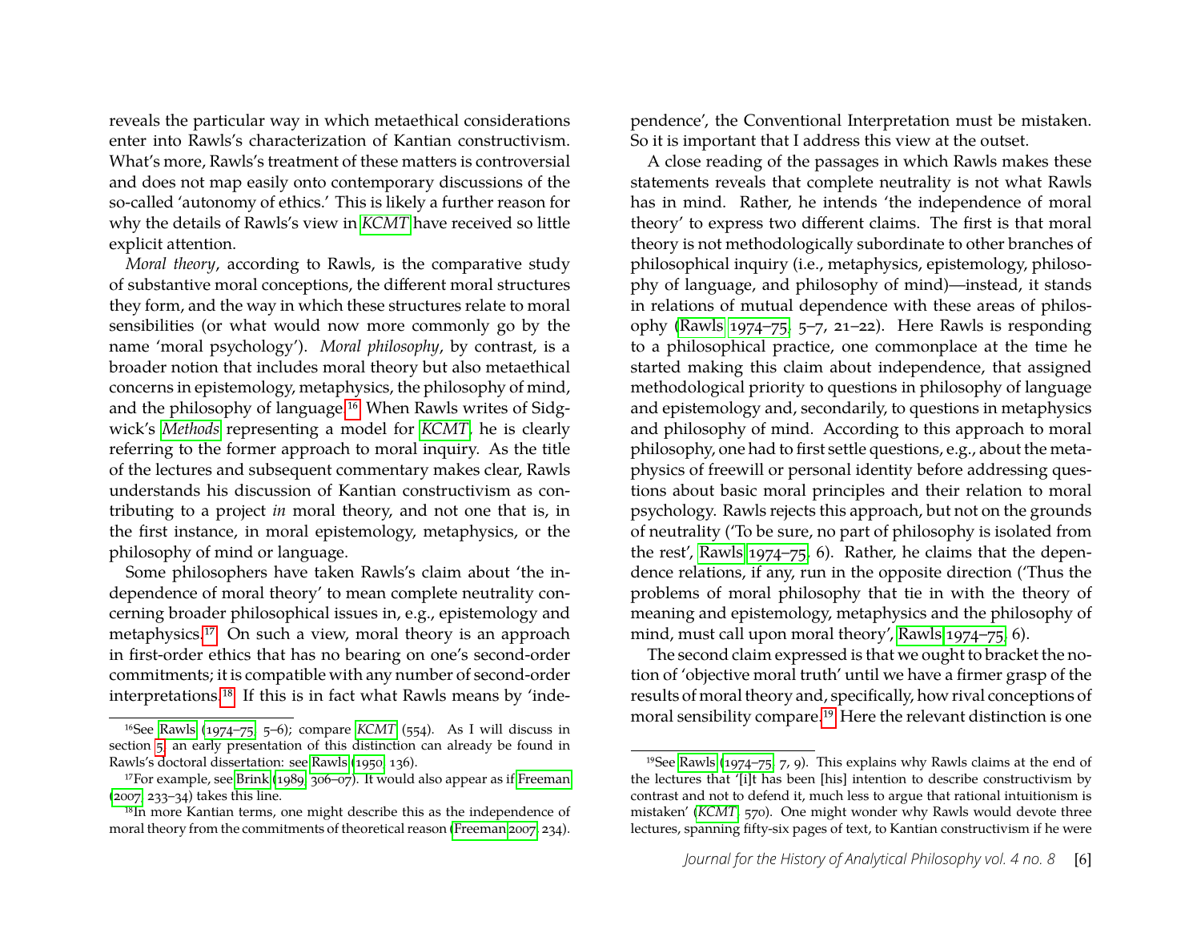reveals the particular way in which metaethical considerations enter into Rawls's characterization of Kantian constructivism. What's more, Rawls's treatment of these matters is controversial and does not map easily onto contemporary discussions of the so-called 'autonomy of ethics.' This is likely a further reason for why the details of Rawls's view in *KCMT* have received so little explicit attention.

*Moral theory*, according to Rawls, is the comparative study of substantive moral conceptions, the different moral structures they form, and the way in which these structures relate to moral sensibilities (or what would now more commonly go by the name 'moral psychology'). *Moral philosophy*, by contrast, is a broader notion that includes moral theory but also metaethical concerns in epistemology, metaphysics, the philosophy of mind, and the philosophy of language.[16] When Rawls writes of Sidgwick's *Methods* representing a model for *KCMT*, he is clearly referring to the former approach to moral inquiry. As the title of the lectures and subsequent commentary makes clear, Rawls understands his discussion of Kantian constructivism as contributing to a project *in* moral theory, and not one that is, in the first instance, in moral epistemology, metaphysics, or the philosophy of mind or language.

Some philosophers have taken Rawls's claim about 'the independence of moral theory' to mean complete neutrality concerning broader philosophical issues in, e.g., epistemology and metaphysics.[17] On such a view, moral theory is an approach in first-order ethics that has no bearing on one's second-order commitments; it is compatible with any number of second-order interpretations.[18] If this is in fact what Rawls means by 'independence', the Conventional Interpretation must be mistaken. So it is important that I address this view at the outset.

A close reading of the passages in which Rawls makes these statements reveals that complete neutrality is not what Rawls has in mind. Rather, he intends 'the independence of moral theory' to express two different claims. The first is that moral theory is not methodologically subordinate to other branches of philosophical inquiry (i.e., metaphysics, epistemology, philosophy of language, and philosophy of mind)—instead, it stands in relations of mutual dependence with these areas of philosophy (Rawls 1974–75, 5–7, 21–22). Here Rawls is responding to a philosophical practice, one commonplace at the time he started making this claim about independence, that assigned methodological priority to questions in philosophy of language and epistemology and, secondarily, to questions in metaphysics and philosophy of mind. According to this approach to moral philosophy, one had to first settle questions, e.g., about the metaphysics of freewill or personal identity before addressing questions about basic moral principles and their relation to moral psychology. Rawls rejects this approach, but not on the grounds of neutrality ('To be sure, no part of philosophy is isolated from the rest', Rawls 1974–75, 6). Rather, he claims that the dependence relations, if any, run in the opposite direction ('Thus the problems of moral philosophy that tie in with the theory of meaning and epistemology, metaphysics and the philosophy of mind, must call upon moral theory', Rawls 1974–75, 6).

The second claim expressed is that we ought to bracket the notion of 'objective moral truth' until we have a firmer grasp of the results of moral theory and, specifically, how rival conceptions of moral sensibility compare.[19] Here the relevant distinction is one

[16] See Rawls (1974–75, 5–6); compare *KCMT* (554). As I will discuss in section 5, an early presentation of this distinction can already be found in Rawls's doctoral dissertation: see Rawls (1950, 136).

[17] For example, see Brink (1989, 306–07). It would also appear as if Freeman (2007, 233–34) takes this line.

[18] In more Kantian terms, one might describe this as the independence of moral theory from the commitments of theoretical reason (Freeman 2007, 234).

[19] See Rawls (1974–75, 7, 9). This explains why Rawls claims at the end of the lectures that '[i]t has been [his] intention to describe constructivism by contrast and not to defend it, much less to argue that rational intuitionism is mistaken' (*KCMT*, 570). One might wonder why Rawls would devote three lectures, spanning fifty-six pages of text, to Kantian constructivism if he were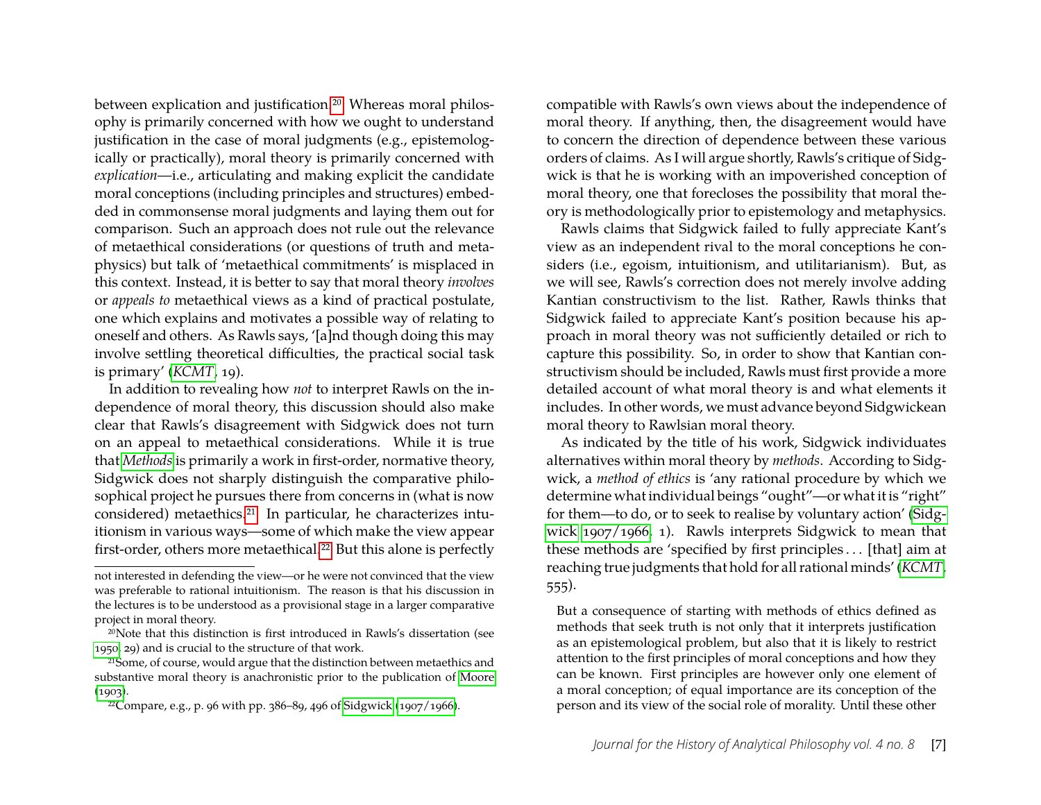between explication and justification.[20] Whereas moral philosophy is primarily concerned with how we ought to understand justification in the case of moral judgments (e.g., epistemologically or practically), moral theory is primarily concerned with *explication*—i.e., articulating and making explicit the candidate moral conceptions (including principles and structures) embedded in commonsense moral judgments and laying them out for comparison. Such an approach does not rule out the relevance of metaethical considerations (or questions of truth and metaphysics) but talk of 'metaethical commitments' is misplaced in this context. Instead, it is better to say that moral theory *involves* or *appeals to* metaethical views as a kind of practical postulate, one which explains and motivates a possible way of relating to oneself and others. As Rawls says, '[a]nd though doing this may involve settling theoretical difficulties, the practical social task is primary' (*KCMT*, 19).

In addition to revealing how *not* to interpret Rawls on the independence of moral theory, this discussion should also make clear that Rawls's disagreement with Sidgwick does not turn on an appeal to metaethical considerations. While it is true that *Methods* is primarily a work in first-order, normative theory, Sidgwick does not sharply distinguish the comparative philosophical project he pursues there from concerns in (what is now considered) metaethics.[21] In particular, he characterizes intuitionism in various ways—some of which make the view appear first-order, others more metaethical.[22] But this alone is perfectly compatible with Rawls's own views about the independence of moral theory. If anything, then, the disagreement would have to concern the direction of dependence between these various orders of claims. As I will argue shortly, Rawls's critique of Sidgwick is that he is working with an impoverished conception of moral theory, one that forecloses the possibility that moral theory is methodologically prior to epistemology and metaphysics.

Rawls claims that Sidgwick failed to fully appreciate Kant's view as an independent rival to the moral conceptions he considers (i.e., egoism, intuitionism, and utilitarianism). But, as we will see, Rawls's correction does not merely involve adding Kantian constructivism to the list. Rather, Rawls thinks that Sidgwick failed to appreciate Kant's position because his approach in moral theory was not sufficiently detailed or rich to capture this possibility. So, in order to show that Kantian constructivism should be included, Rawls must first provide a more detailed account of what moral theory is and what elements it includes. In other words, we must advance beyond Sidgwickean moral theory to Rawlsian moral theory.

As indicated by the title of his work, Sidgwick individuates alternatives within moral theory by *methods*. According to Sidgwick, a *method of ethics* is 'any rational procedure by which we determine what individual beings "ought"—or what it is "right" for them—to do, or to seek to realise by voluntary action' (Sidgwick 1907/1966, 1). Rawls interprets Sidgwick to mean that these methods are 'specified by first principles . . . [that] aim at reaching true judgments that hold for all rational minds' (*KCMT*, 555).

> But a consequence of starting with methods of ethics defined as methods that seek truth is not only that it interprets justification as an epistemological problem, but also that it is likely to restrict attention to the first principles of moral conceptions and how they can be known. First principles are however only one element of a moral conception; of equal importance are its conception of the person and its view of the social role of morality. Until these other

not interested in defending the view—or he were not convinced that the view was preferable to rational intuitionism. The reason is that his discussion in the lectures is to be understood as a provisional stage in a larger comparative project in moral theory.

[20] Note that this distinction is first introduced in Rawls's dissertation (see 1950, 29) and is crucial to the structure of that work.

[21] Some, of course, would argue that the distinction between metaethics and substantive moral theory is anachronistic prior to the publication of Moore (1903).

[22] Compare, e.g., p. 96 with pp. 386–89, 496 of Sidgwick (1907/1966).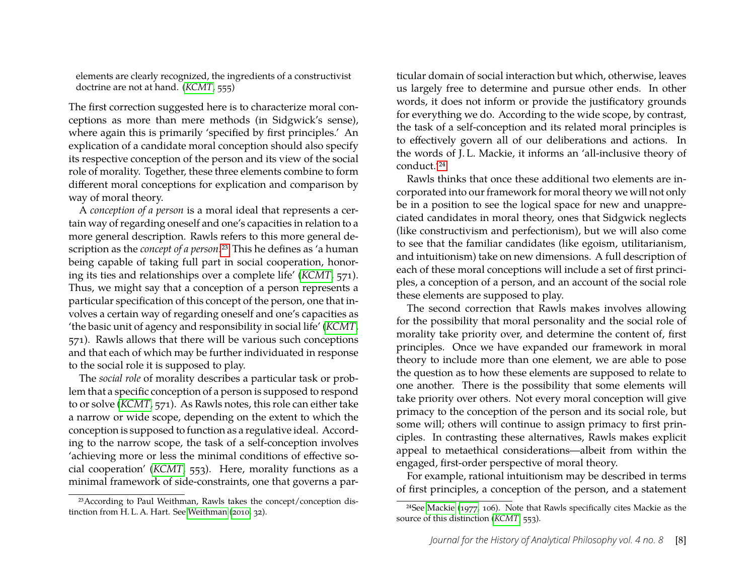elements are clearly recognized, the ingredients of a constructivist doctrine are not at hand. (*KCMT*, 555)

The first correction suggested here is to characterize moral conceptions as more than mere methods (in Sidgwick's sense), where again this is primarily 'specified by first principles.' An explication of a candidate moral conception should also specify its respective conception of the person and its view of the social role of morality. Together, these three elements combine to form different moral conceptions for explication and comparison by way of moral theory.

A *conception of a person* is a moral ideal that represents a certain way of regarding oneself and one's capacities in relation to a more general description. Rawls refers to this more general description as the *concept of a person*.[23] This he defines as 'a human being capable of taking full part in social cooperation, honoring its ties and relationships over a complete life' (*KCMT*, 571). Thus, we might say that a conception of a person represents a particular specification of this concept of the person, one that involves a certain way of regarding oneself and one's capacities as 'the basic unit of agency and responsibility in social life' (*KCMT*, 571). Rawls allows that there will be various such conceptions and that each of which may be further individuated in response to the social role it is supposed to play.

The *social role* of morality describes a particular task or problem that a specific conception of a person is supposed to respond to or solve (*KCMT*, 571). As Rawls notes, this role can either take a narrow or wide scope, depending on the extent to which the conception is supposed to function as a regulative ideal. According to the narrow scope, the task of a self-conception involves 'achieving more or less the minimal conditions of effective social cooperation' (*KCMT*, 553). Here, morality functions as a minimal framework of side-constraints, one that governs a particular domain of social interaction but which, otherwise, leaves us largely free to determine and pursue other ends. In other words, it does not inform or provide the justificatory grounds for everything we do. According to the wide scope, by contrast, the task of a self-conception and its related moral principles is to effectively govern all of our deliberations and actions. In the words of J. L. Mackie, it informs an 'all-inclusive theory of conduct.'[24]

Rawls thinks that once these additional two elements are incorporated into our framework for moral theory we will not only be in a position to see the logical space for new and unappreciated candidates in moral theory, ones that Sidgwick neglects (like constructivism and perfectionism), but we will also come to see that the familiar candidates (like egoism, utilitarianism, and intuitionism) take on new dimensions. A full description of each of these moral conceptions will include a set of first principles, a conception of a person, and an account of the social role these elements are supposed to play.

The second correction that Rawls makes involves allowing for the possibility that moral personality and the social role of morality take priority over, and determine the content of, first principles. Once we have expanded our framework in moral theory to include more than one element, we are able to pose the question as to how these elements are supposed to relate to one another. There is the possibility that some elements will take priority over others. Not every moral conception will give primacy to the conception of the person and its social role, but some will; others will continue to assign primacy to first principles. In contrasting these alternatives, Rawls makes explicit appeal to metaethical considerations—albeit from within the engaged, first-order perspective of moral theory.

For example, rational intuitionism may be described in terms of first principles, a conception of the person, and a statement

---

[23] According to Paul Weithman, Rawls takes the concept/conception distinction from H. L. A. Hart. See Weithman (2010, 32).

[24] See Mackie (1977, 106). Note that Rawls specifically cites Mackie as the source of this distinction (*KCMT*, 553).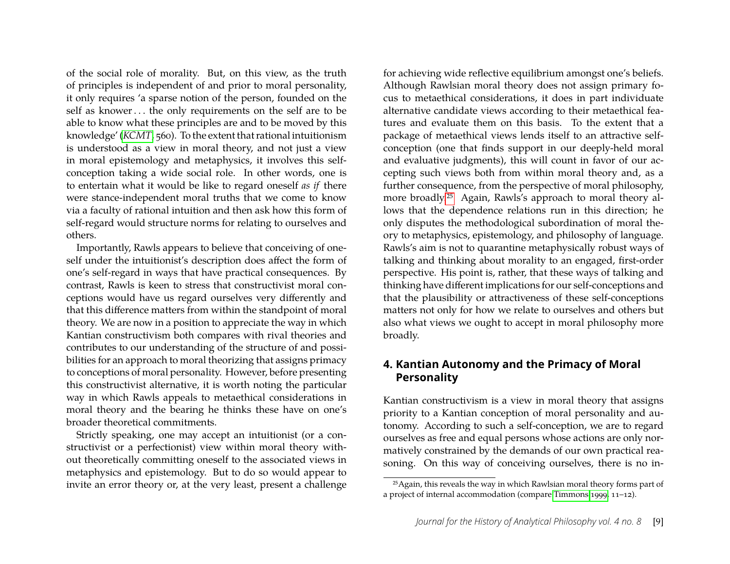of the social role of morality. But, on this view, as the truth of principles is independent of and prior to moral personality, it only requires 'a sparse notion of the person, founded on the self as knower . . . the only requirements on the self are to be able to know what these principles are and to be moved by this knowledge' (*KCMT*, 560). To the extent that rational intuitionism is understood as a view in moral theory, and not just a view in moral epistemology and metaphysics, it involves this self-conception taking a wide social role. In other words, one is to entertain what it would be like to regard oneself *as if* there were stance-independent moral truths that we come to know via a faculty of rational intuition and then ask how this form of self-regard would structure norms for relating to ourselves and others.

Importantly, Rawls appears to believe that conceiving of oneself under the intuitionist's description does affect the form of one's self-regard in ways that have practical consequences. By contrast, Rawls is keen to stress that constructivist moral conceptions would have us regard ourselves very differently and that this difference matters from within the standpoint of moral theory. We are now in a position to appreciate the way in which Kantian constructivism both compares with rival theories and contributes to our understanding of the structure of and possibilities for an approach to moral theorizing that assigns primacy to conceptions of moral personality. However, before presenting this constructivist alternative, it is worth noting the particular way in which Rawls appeals to metaethical considerations in moral theory and the bearing he thinks these have on one's broader theoretical commitments.

Strictly speaking, one may accept an intuitionist (or a constructivist or a perfectionist) view within moral theory without theoretically committing oneself to the associated views in metaphysics and epistemology. But to do so would appear to invite an error theory or, at the very least, present a challenge for achieving wide reflective equilibrium amongst one's beliefs. Although Rawlsian moral theory does not assign primary focus to metaethical considerations, it does in part individuate alternative candidate views according to their metaethical features and evaluate them on this basis. To the extent that a package of metaethical views lends itself to an attractive self-conception (one that finds support in our deeply-held moral and evaluative judgments), this will count in favor of our accepting such views both from within moral theory and, as a further consequence, from the perspective of moral philosophy, more broadly.[25] Again, Rawls's approach to moral theory allows that the dependence relations run in this direction; he only disputes the methodological subordination of moral theory to metaphysics, epistemology, and philosophy of language. Rawls's aim is not to quarantine metaphysically robust ways of talking and thinking about morality to an engaged, first-order perspective. His point is, rather, that these ways of talking and thinking have different implications for our self-conceptions and that the plausibility or attractiveness of these self-conceptions matters not only for how we relate to ourselves and others but also what views we ought to accept in moral philosophy more broadly.

## 4. Kantian Autonomy and the Primacy of Moral Personality

Kantian constructivism is a view in moral theory that assigns priority to a Kantian conception of moral personality and autonomy. According to such a self-conception, we are to regard ourselves as free and equal persons whose actions are only normatively constrained by the demands of our own practical reasoning. On this way of conceiving ourselves, there is no in-

[25] Again, this reveals the way in which Rawlsian moral theory forms part of a project of internal accommodation (compare Timmons 1999, 11–12).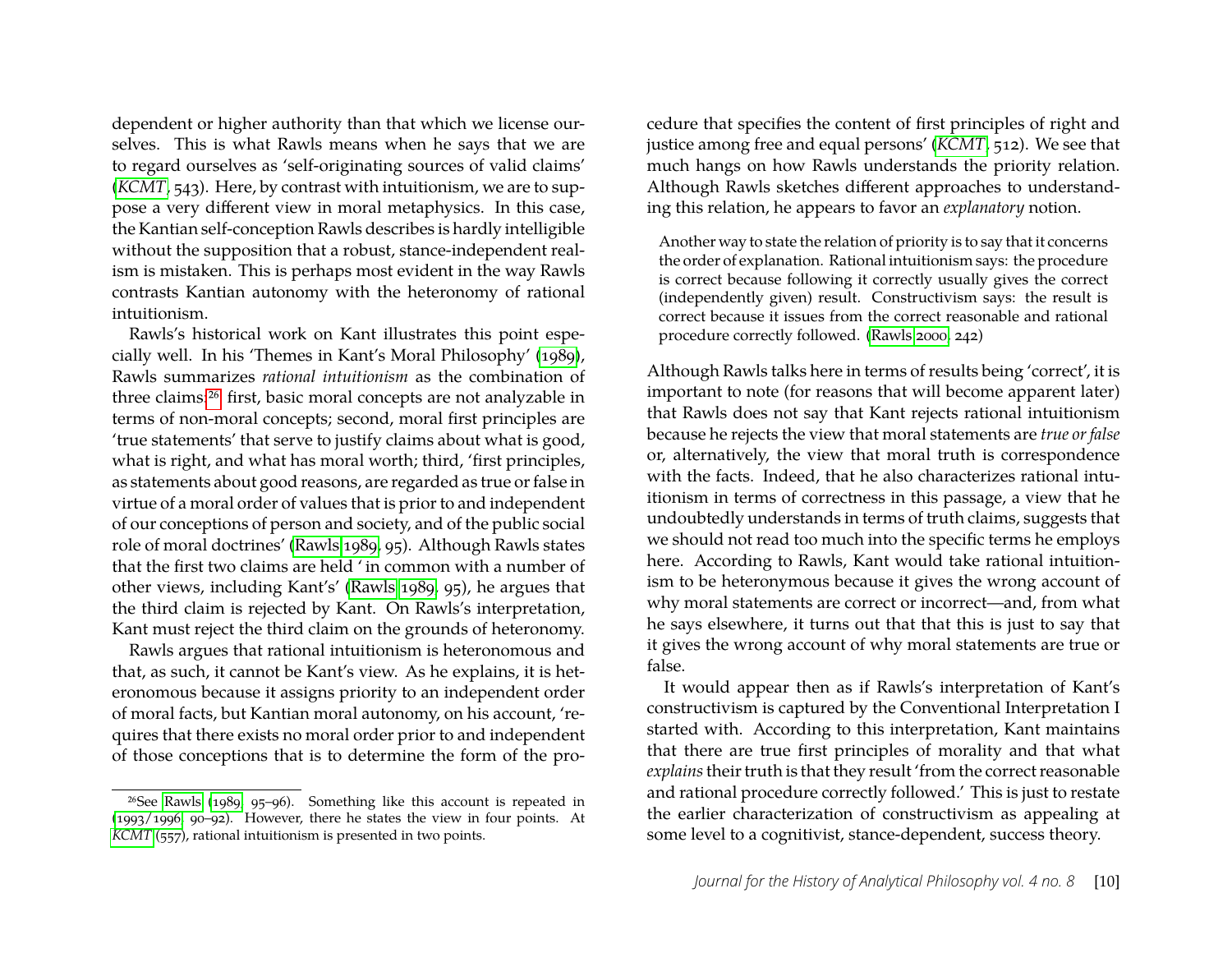dependent or higher authority than that which we license ourselves. This is what Rawls means when he says that we are to regard ourselves as 'self-originating sources of valid claims' (*KCMT*, 543). Here, by contrast with intuitionism, we are to suppose a very different view in moral metaphysics. In this case, the Kantian self-conception Rawls describes is hardly intelligible without the supposition that a robust, stance-independent realism is mistaken. This is perhaps most evident in the way Rawls contrasts Kantian autonomy with the heteronomy of rational intuitionism.

Rawls's historical work on Kant illustrates this point especially well. In his 'Themes in Kant's Moral Philosophy' (1989), Rawls summarizes *rational intuitionism* as the combination of three claims:[26] first, basic moral concepts are not analyzable in terms of non-moral concepts; second, moral first principles are 'true statements' that serve to justify claims about what is good, what is right, and what has moral worth; third, 'first principles, as statements about good reasons, are regarded as true or false in virtue of a moral order of values that is prior to and independent of our conceptions of person and society, and of the public social role of moral doctrines' (Rawls 1989, 95). Although Rawls states that the first two claims are held ' in common with a number of other views, including Kant's' (Rawls 1989, 95), he argues that the third claim is rejected by Kant. On Rawls's interpretation, Kant must reject the third claim on the grounds of heteronomy.

Rawls argues that rational intuitionism is heteronomous and that, as such, it cannot be Kant's view. As he explains, it is heteronomous because it assigns priority to an independent order of moral facts, but Kantian moral autonomy, on his account, 'requires that there exists no moral order prior to and independent of those conceptions that is to determine the form of the procedure that specifies the content of first principles of right and justice among free and equal persons' (*KCMT*, 512). We see that much hangs on how Rawls understands the priority relation. Although Rawls sketches different approaches to understanding this relation, he appears to favor an *explanatory* notion.

> Another way to state the relation of priority is to say that it concerns the order of explanation. Rational intuitionism says: the procedure is correct because following it correctly usually gives the correct (independently given) result. Constructivism says: the result is correct because it issues from the correct reasonable and rational procedure correctly followed. (Rawls 2000, 242)

Although Rawls talks here in terms of results being 'correct', it is important to note (for reasons that will become apparent later) that Rawls does not say that Kant rejects rational intuitionism because he rejects the view that moral statements are *true or false* or, alternatively, the view that moral truth is correspondence with the facts. Indeed, that he also characterizes rational intuitionism in terms of correctness in this passage, a view that he undoubtedly understands in terms of truth claims, suggests that we should not read too much into the specific terms he employs here. According to Rawls, Kant would take rational intuitionism to be heteronymous because it gives the wrong account of why moral statements are correct or incorrect—and, from what he says elsewhere, it turns out that that this is just to say that it gives the wrong account of why moral statements are true or false.

It would appear then as if Rawls's interpretation of Kant's constructivism is captured by the Conventional Interpretation I started with. According to this interpretation, Kant maintains that there are true first principles of morality and that what *explains* their truth is that they result 'from the correct reasonable and rational procedure correctly followed.' This is just to restate the earlier characterization of constructivism as appealing at some level to a cognitivist, stance-dependent, success theory.

[26] See Rawls (1989, 95–96). Something like this account is repeated in (1993/1996, 90–92). However, there he states the view in four points. At *KCMT* (557), rational intuitionism is presented in two points.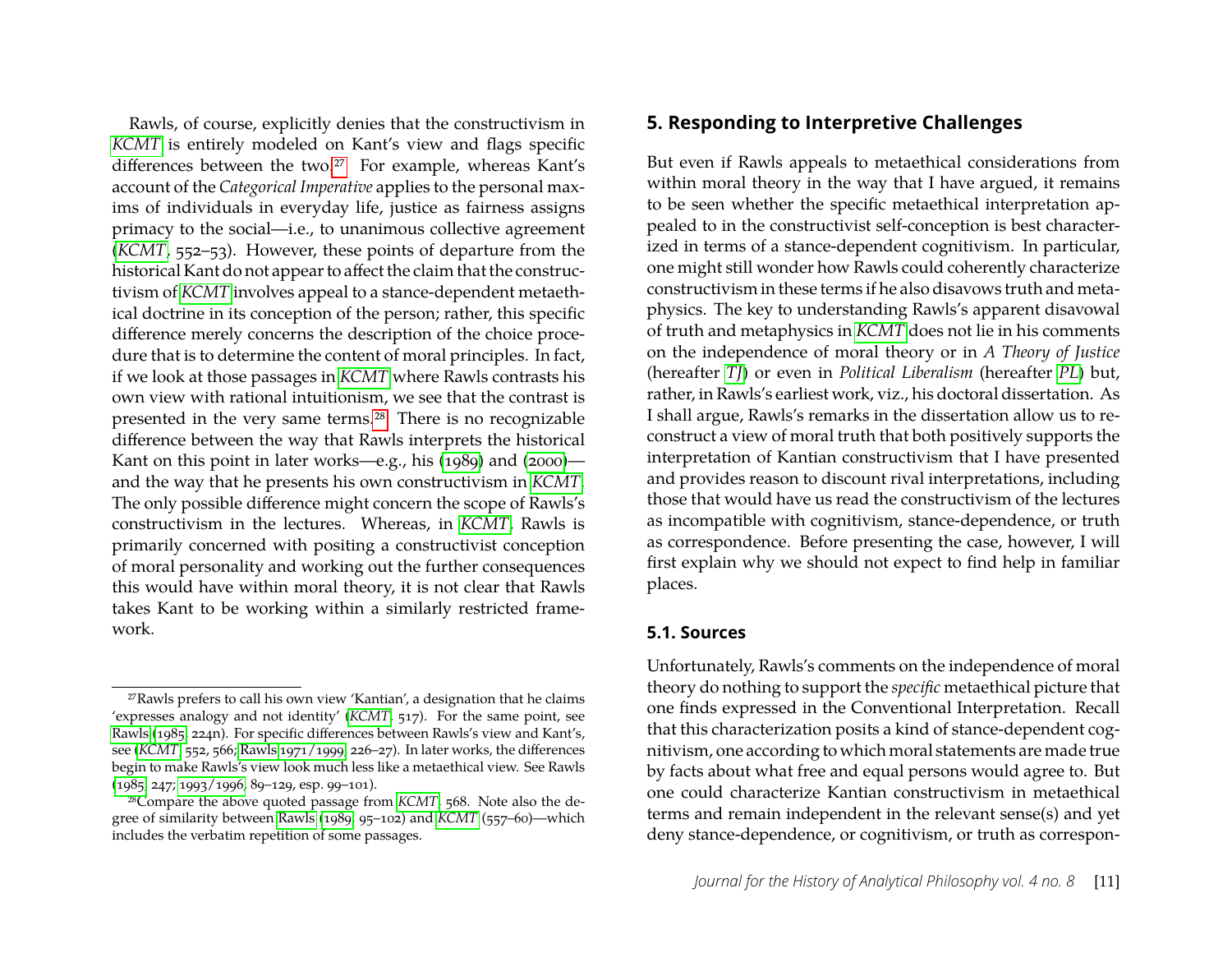Rawls, of course, explicitly denies that the constructivism in *KCMT* is entirely modeled on Kant's view and flags specific differences between the two.[27] For example, whereas Kant's account of the *Categorical Imperative* applies to the personal maxims of individuals in everyday life, justice as fairness assigns primacy to the social—i.e., to unanimous collective agreement (*KCMT*, 552–53). However, these points of departure from the historical Kant do not appear to affect the claim that the constructivism of *KCMT* involves appeal to a stance-dependent metaethical doctrine in its conception of the person; rather, this specific difference merely concerns the description of the choice procedure that is to determine the content of moral principles. In fact, if we look at those passages in *KCMT* where Rawls contrasts his own view with rational intuitionism, we see that the contrast is presented in the very same terms.[28] There is no recognizable difference between the way that Rawls interprets the historical Kant on this point in later works—e.g., his (1989) and (2000)—and the way that he presents his own constructivism in *KCMT*. The only possible difference might concern the scope of Rawls's constructivism in the lectures. Whereas, in *KCMT*, Rawls is primarily concerned with positing a constructivist conception of moral personality and working out the further consequences this would have within moral theory, it is not clear that Rawls takes Kant to be working within a similarly restricted framework.

[27] Rawls prefers to call his own view 'Kantian', a designation that he claims 'expresses analogy and not identity' (*KCMT*, 517). For the same point, see Rawls (1985, 224n). For specific differences between Rawls's view and Kant's, see (*KCMT*, 552, 566; Rawls 1971/1999, 226–27). In later works, the differences begin to make Rawls's view look much less like a metaethical view. See Rawls (1985, 247; 1993/1996, 89–129, esp. 99–101).

[28] Compare the above quoted passage from *KCMT*, 568. Note also the degree of similarity between Rawls (1989, 95–102) and *KCMT* (557–60)—which includes the verbatim repetition of some passages.

## 5. Responding to Interpretive Challenges

But even if Rawls appeals to metaethical considerations from within moral theory in the way that I have argued, it remains to be seen whether the specific metaethical interpretation appealed to in the constructivist self-conception is best characterized in terms of a stance-dependent cognitivism. In particular, one might still wonder how Rawls could coherently characterize constructivism in these terms if he also disavows truth and metaphysics. The key to understanding Rawls's apparent disavowal of truth and metaphysics in *KCMT* does not lie in his comments on the independence of moral theory or in *A Theory of Justice* (hereafter *TJ*) or even in *Political Liberalism* (hereafter *PL*) but, rather, in Rawls's earliest work, viz., his doctoral dissertation. As I shall argue, Rawls's remarks in the dissertation allow us to reconstruct a view of moral truth that both positively supports the interpretation of Kantian constructivism that I have presented and provides reason to discount rival interpretations, including those that would have us read the constructivism of the lectures as incompatible with cognitivism, stance-dependence, or truth as correspondence. Before presenting the case, however, I will first explain why we should not expect to find help in familiar places.

### 5.1. Sources

Unfortunately, Rawls's comments on the independence of moral theory do nothing to support the *specific* metaethical picture that one finds expressed in the Conventional Interpretation. Recall that this characterization posits a kind of stance-dependent cognitivism, one according to which moral statements are made true by facts about what free and equal persons would agree to. But one could characterize Kantian constructivism in metaethical terms and remain independent in the relevant sense(s) and yet deny stance-dependence, or cognitivism, or truth as correspon-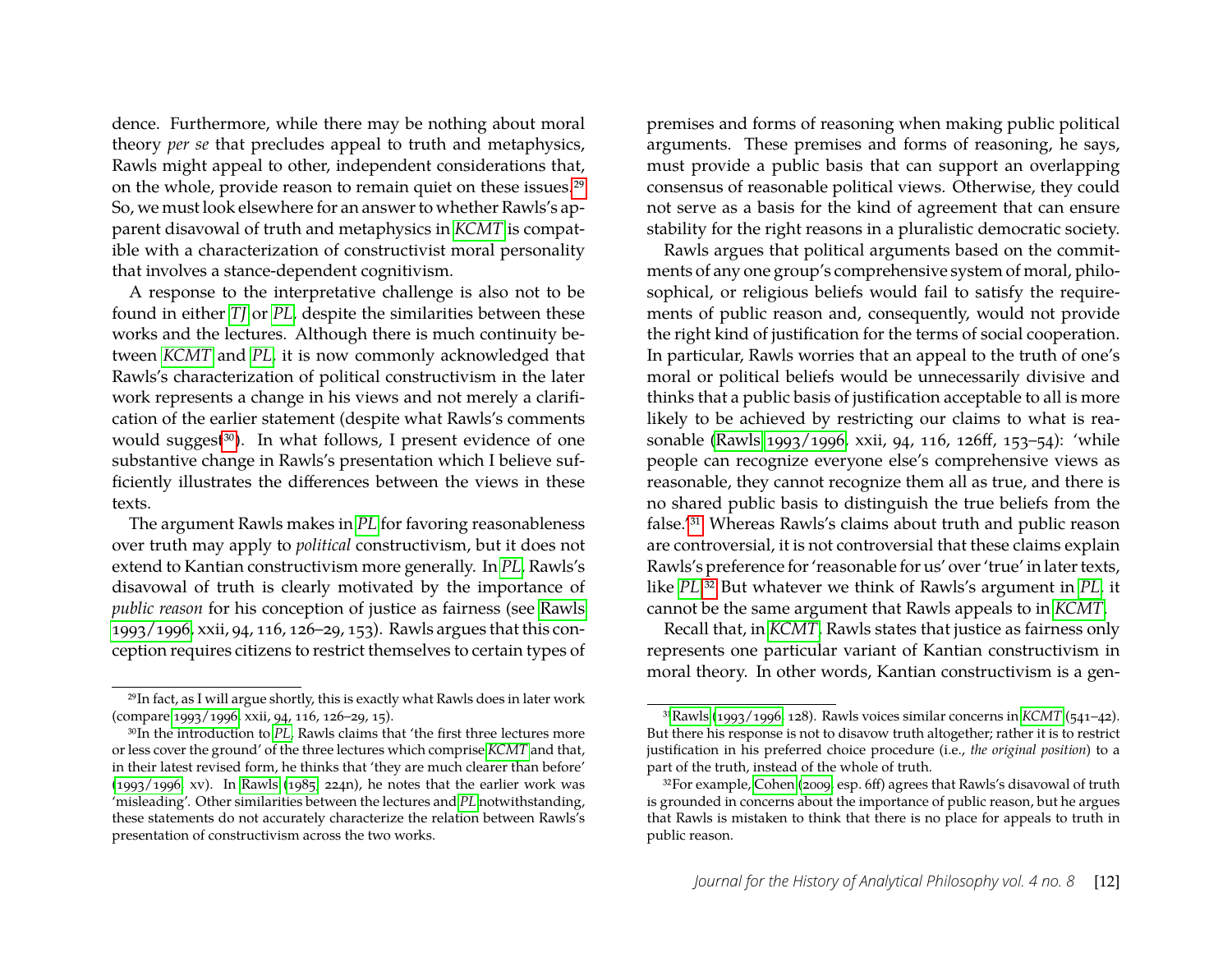dence. Furthermore, while there may be nothing about moral theory *per se* that precludes appeal to truth and metaphysics, Rawls might appeal to other, independent considerations that, on the whole, provide reason to remain quiet on these issues.[29] So, we must look elsewhere for an answer to whether Rawls's apparent disavowal of truth and metaphysics in *KCMT* is compatible with a characterization of constructivist moral personality that involves a stance-dependent cognitivism.

A response to the interpretative challenge is also not to be found in either *TJ* or *PL*, despite the similarities between these works and the lectures. Although there is much continuity between *KCMT* and *PL*, it is now commonly acknowledged that Rawls's characterization of political constructivism in the later work represents a change in his views and not merely a clarification of the earlier statement (despite what Rawls's comments would suggest[30]). In what follows, I present evidence of one substantive change in Rawls's presentation which I believe sufficiently illustrates the differences between the views in these texts.

The argument Rawls makes in *PL* for favoring reasonableness over truth may apply to *political* constructivism, but it does not extend to Kantian constructivism more generally. In *PL*, Rawls's disavowal of truth is clearly motivated by the importance of *public reason* for his conception of justice as fairness (see Rawls 1993/1996, xxii, 94, 116, 126–29, 153). Rawls argues that this conception requires citizens to restrict themselves to certain types of premises and forms of reasoning when making public political arguments. These premises and forms of reasoning, he says, must provide a public basis that can support an overlapping consensus of reasonable political views. Otherwise, they could not serve as a basis for the kind of agreement that can ensure stability for the right reasons in a pluralistic democratic society.

Rawls argues that political arguments based on the commitments of any one group's comprehensive system of moral, philosophical, or religious beliefs would fail to satisfy the requirements of public reason and, consequently, would not provide the right kind of justification for the terms of social cooperation. In particular, Rawls worries that an appeal to the truth of one's moral or political beliefs would be unnecessarily divisive and thinks that a public basis of justification acceptable to all is more likely to be achieved by restricting our claims to what is reasonable (Rawls 1993/1996, xxii, 94, 116, 126ff, 153–54): 'while people can recognize everyone else's comprehensive views as reasonable, they cannot recognize them all as true, and there is no shared public basis to distinguish the true beliefs from the false.'[31] Whereas Rawls's claims about truth and public reason are controversial, it is not controversial that these claims explain Rawls's preference for 'reasonable for us' over 'true' in later texts, like *PL*.[32] But whatever we think of Rawls's argument in *PL*, it cannot be the same argument that Rawls appeals to in *KCMT*.

Recall that, in *KCMT*, Rawls states that justice as fairness only represents one particular variant of Kantian constructivism in moral theory. In other words, Kantian constructivism is a gen-

---

[29] In fact, as I will argue shortly, this is exactly what Rawls does in later work (compare 1993/1996, xxii, 94, 116, 126–29, 15).

[30] In the introduction to *PL*, Rawls claims that 'the first three lectures more or less cover the ground' of the three lectures which comprise *KCMT* and that, in their latest revised form, he thinks that 'they are much clearer than before' (1993/1996, xv). In Rawls (1985, 224n), he notes that the earlier work was 'misleading'. Other similarities between the lectures and *PL* notwithstanding, these statements do not accurately characterize the relation between Rawls's presentation of constructivism across the two works.

[31] Rawls (1993/1996, 128). Rawls voices similar concerns in *KCMT* (541–42). But there his response is not to disavow truth altogether; rather it is to restrict justification in his preferred choice procedure (i.e., *the original position*) to a part of the truth, instead of the whole of truth.

[32] For example, Cohen (2009, esp. 6ff) agrees that Rawls's disavowal of truth is grounded in concerns about the importance of public reason, but he argues that Rawls is mistaken to think that there is no place for appeals to truth in public reason.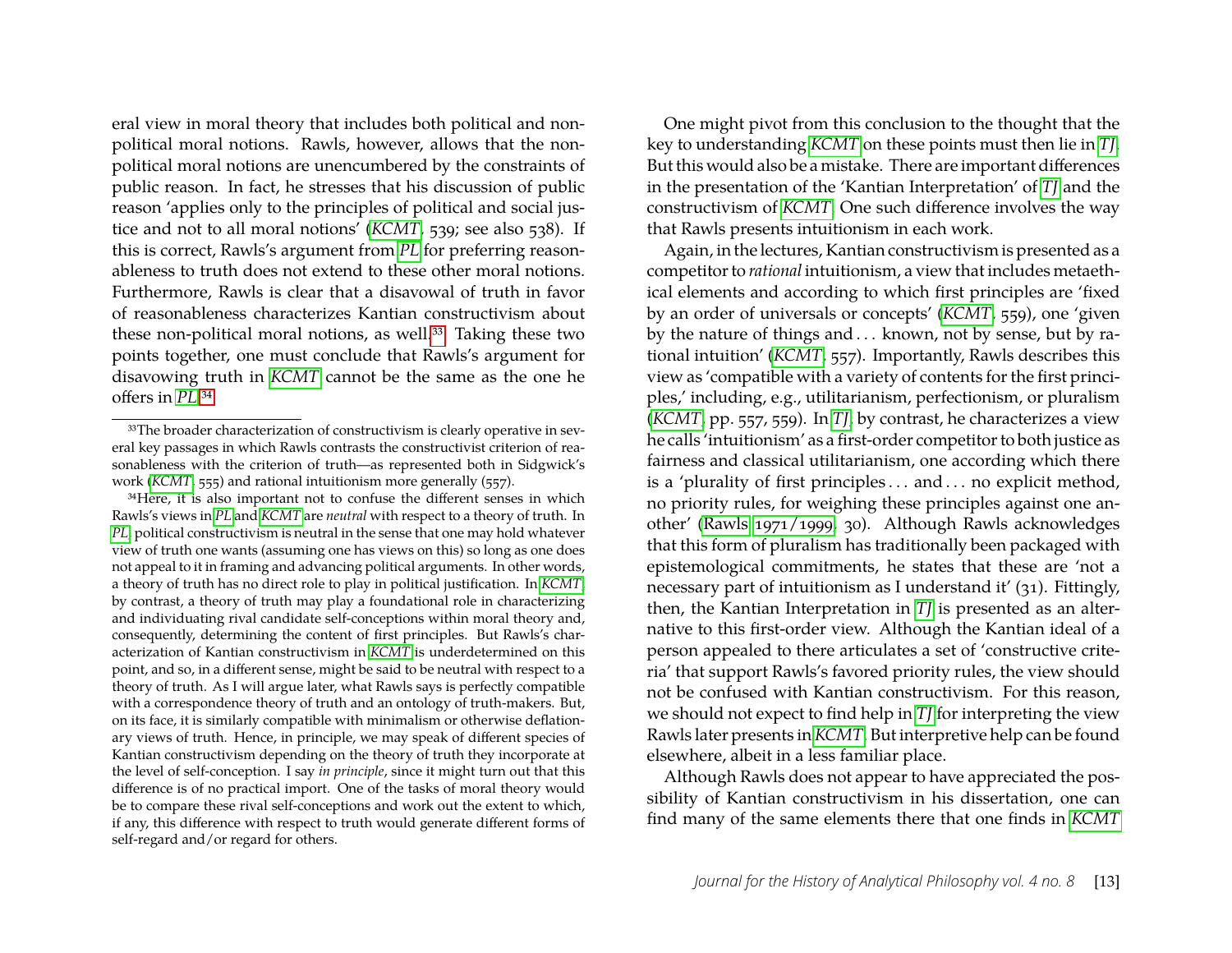eral view in moral theory that includes both political and non-political moral notions. Rawls, however, allows that the non-political moral notions are unencumbered by the constraints of public reason. In fact, he stresses that his discussion of public reason 'applies only to the principles of political and social justice and not to all moral notions' (*KCMT*, 539; see also 538). If this is correct, Rawls's argument from *PL* for preferring reasonableness to truth does not extend to these other moral notions. Furthermore, Rawls is clear that a disavowal of truth in favor of reasonableness characterizes Kantian constructivism about these non-political moral notions, as well.[33] Taking these two points together, one must conclude that Rawls's argument for disavowing truth in *KCMT* cannot be the same as the one he offers in *PL*.[34]

One might pivot from this conclusion to the thought that the key to understanding *KCMT* on these points must then lie in *TJ*. But this would also be a mistake. There are important differences in the presentation of the 'Kantian Interpretation' of *TJ* and the constructivism of *KCMT*. One such difference involves the way that Rawls presents intuitionism in each work.

Again, in the lectures, Kantian constructivism is presented as a competitor to *rational* intuitionism, a view that includes metaethical elements and according to which first principles are 'fixed by an order of universals or concepts' (*KCMT*, 559), one 'given by the nature of things and . . . known, not by sense, but by rational intuition' (*KCMT*, 557). Importantly, Rawls describes this view as 'compatible with a variety of contents for the first principles,' including, e.g., utilitarianism, perfectionism, or pluralism (*KCMT*, pp. 557, 559). In *TJ*, by contrast, he characterizes a view he calls 'intuitionism' as a first-order competitor to both justice as fairness and classical utilitarianism, one according which there is a 'plurality of first principles . . . and . . . no explicit method, no priority rules, for weighing these principles against one another' (Rawls 1971/1999, 30). Although Rawls acknowledges that this form of pluralism has traditionally been packaged with epistemological commitments, he states that these are 'not a necessary part of intuitionism as I understand it' (31). Fittingly, then, the Kantian Interpretation in *TJ* is presented as an alternative to this first-order view. Although the Kantian ideal of a person appealed to there articulates a set of 'constructive criteria' that support Rawls's favored priority rules, the view should not be confused with Kantian constructivism. For this reason, we should not expect to find help in *TJ* for interpreting the view Rawls later presents in *KCMT*. But interpretive help can be found elsewhere, albeit in a less familiar place.

Although Rawls does not appear to have appreciated the possibility of Kantian constructivism in his dissertation, one can find many of the same elements there that one finds in *KCMT*

---

[33] The broader characterization of constructivism is clearly operative in several key passages in which Rawls contrasts the constructivist criterion of reasonableness with the criterion of truth—as represented both in Sidgwick's work (*KCMT*, 555) and rational intuitionism more generally (557).

[34] Here, it is also important not to confuse the different senses in which Rawls's views in *PL* and *KCMT* are *neutral* with respect to a theory of truth. In *PL*, political constructivism is neutral in the sense that one may hold whatever view of truth one wants (assuming one has views on this) so long as one does not appeal to it in framing and advancing political arguments. In other words, a theory of truth has no direct role to play in political justification. In *KCMT*, by contrast, a theory of truth may play a foundational role in characterizing and individuating rival candidate self-conceptions within moral theory and, consequently, determining the content of first principles. But Rawls's characterization of Kantian constructivism in *KCMT* is underdetermined on this point, and so, in a different sense, might be said to be neutral with respect to a theory of truth. As I will argue later, what Rawls says is perfectly compatible with a correspondence theory of truth and an ontology of truth-makers. But, on its face, it is similarly compatible with minimalism or otherwise deflationary views of truth. Hence, in principle, we may speak of different species of Kantian constructivism depending on the theory of truth they incorporate at the level of self-conception. I say *in principle*, since it might turn out that this difference is of no practical import. One of the tasks of moral theory would be to compare these rival self-conceptions and work out the extent to which, if any, this difference with respect to truth would generate different forms of self-regard and/or regard for others.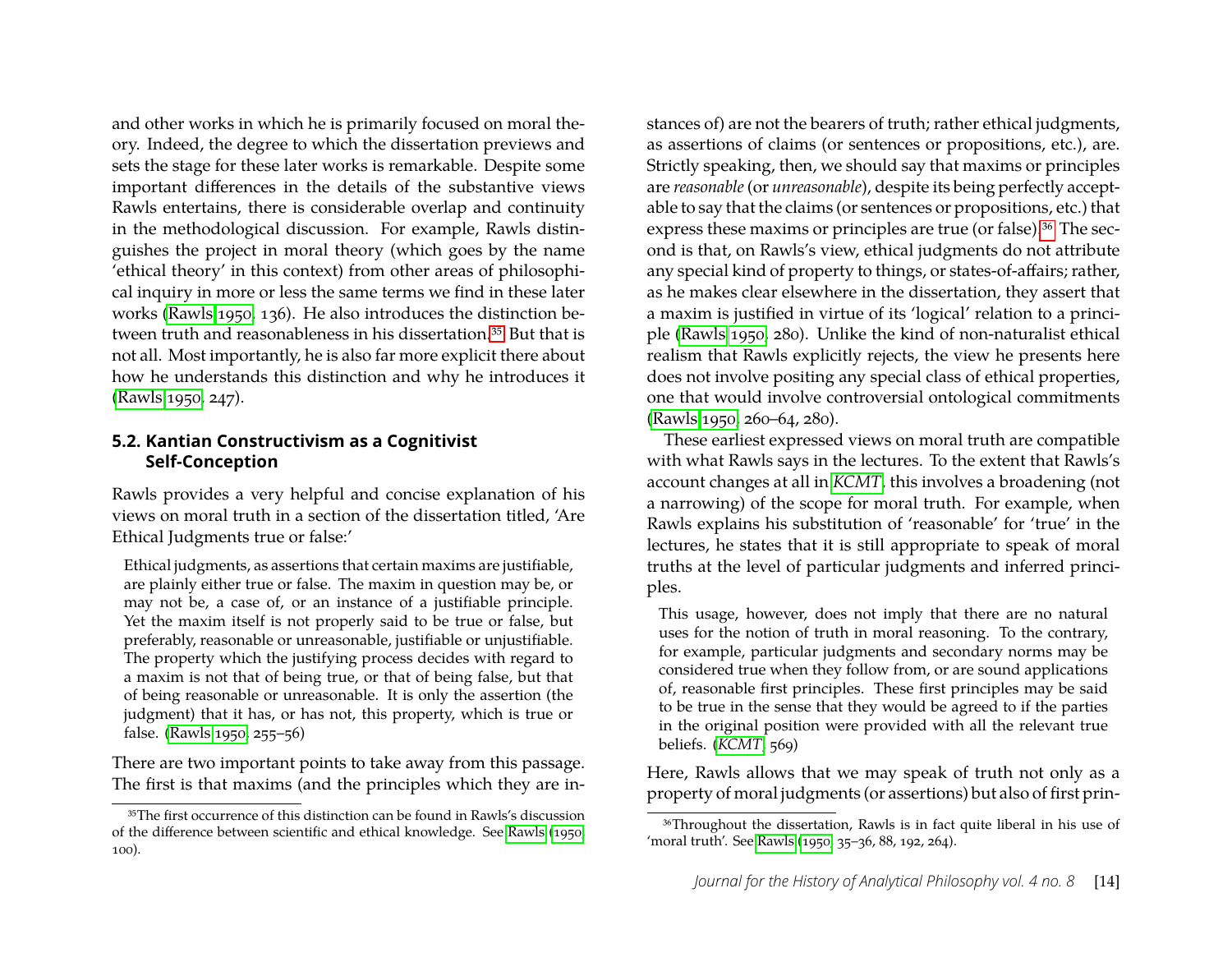and other works in which he is primarily focused on moral theory. Indeed, the degree to which the dissertation previews and sets the stage for these later works is remarkable. Despite some important differences in the details of the substantive views Rawls entertains, there is considerable overlap and continuity in the methodological discussion. For example, Rawls distinguishes the project in moral theory (which goes by the name 'ethical theory' in this context) from other areas of philosophical inquiry in more or less the same terms we find in these later works (Rawls 1950, 136). He also introduces the distinction between truth and reasonableness in his dissertation.[35] But that is not all. Most importantly, he is also far more explicit there about how he understands this distinction and why he introduces it (Rawls 1950, 247).

### 5.2. Kantian Constructivism as a Cognitivist Self-Conception

Rawls provides a very helpful and concise explanation of his views on moral truth in a section of the dissertation titled, 'Are Ethical Judgments true or false:'

> Ethical judgments, as assertions that certain maxims are justifiable, are plainly either true or false. The maxim in question may be, or may not be, a case of, or an instance of a justifiable principle. Yet the maxim itself is not properly said to be true or false, but preferably, reasonable or unreasonable, justifiable or unjustifiable. The property which the justifying process decides with regard to a maxim is not that of being true, or that of being false, but that of being reasonable or unreasonable. It is only the assertion (the judgment) that it has, or has not, this property, which is true or false. (Rawls 1950, 255–56)

There are two important points to take away from this passage. The first is that maxims (and the principles which they are instances of) are not the bearers of truth; rather ethical judgments, as assertions of claims (or sentences or propositions, etc.), are. Strictly speaking, then, we should say that maxims or principles are *reasonable* (or *unreasonable*), despite its being perfectly acceptable to say that the claims (or sentences or propositions, etc.) that express these maxims or principles are true (or false).[36] The second is that, on Rawls's view, ethical judgments do not attribute any special kind of property to things, or states-of-affairs; rather, as he makes clear elsewhere in the dissertation, they assert that a maxim is justified in virtue of its 'logical' relation to a principle (Rawls 1950, 280). Unlike the kind of non-naturalist ethical realism that Rawls explicitly rejects, the view he presents here does not involve positing any special class of ethical properties, one that would involve controversial ontological commitments (Rawls 1950, 260–64, 280).

These earliest expressed views on moral truth are compatible with what Rawls says in the lectures. To the extent that Rawls's account changes at all in *KCMT*, this involves a broadening (not a narrowing) of the scope for moral truth. For example, when Rawls explains his substitution of 'reasonable' for 'true' in the lectures, he states that it is still appropriate to speak of moral truths at the level of particular judgments and inferred principles.

> This usage, however, does not imply that there are no natural uses for the notion of truth in moral reasoning. To the contrary, for example, particular judgments and secondary norms may be considered true when they follow from, or are sound applications of, reasonable first principles. These first principles may be said to be true in the sense that they would be agreed to if the parties in the original position were provided with all the relevant true beliefs. (*KCMT*, 569)

Here, Rawls allows that we may speak of truth not only as a property of moral judgments (or assertions) but also of first prin-

[35] The first occurrence of this distinction can be found in Rawls's discussion of the difference between scientific and ethical knowledge. See Rawls (1950, 100).

[36] Throughout the dissertation, Rawls is in fact quite liberal in his use of 'moral truth'. See Rawls (1950, 35–36, 88, 192, 264).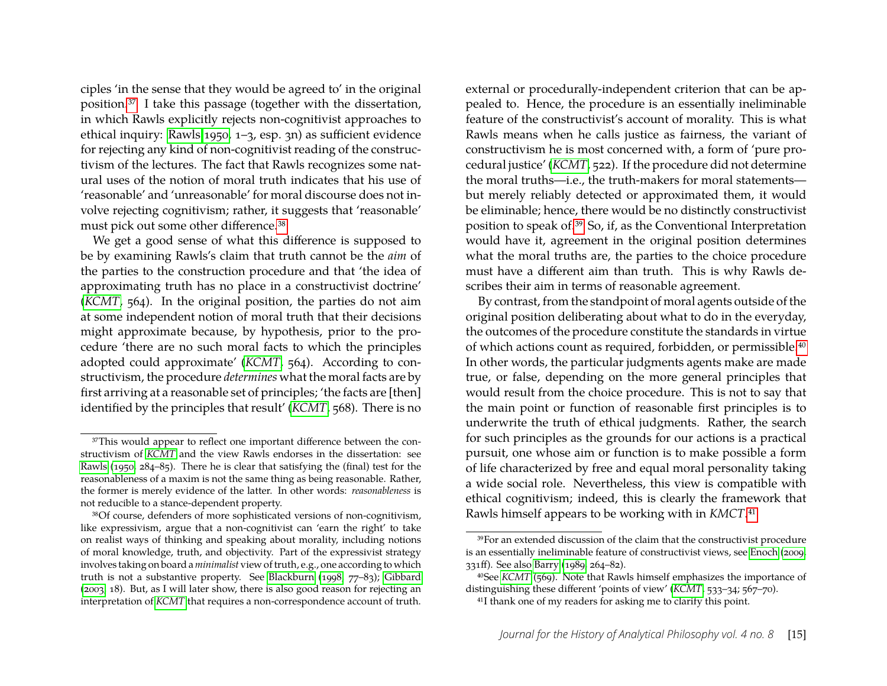ciples 'in the sense that they would be agreed to' in the original position.[37] I take this passage (together with the dissertation, in which Rawls explicitly rejects non-cognitivist approaches to ethical inquiry: Rawls 1950, 1–3, esp. 3n) as sufficient evidence for rejecting any kind of non-cognitivist reading of the constructivism of the lectures. The fact that Rawls recognizes some natural uses of the notion of moral truth indicates that his use of 'reasonable' and 'unreasonable' for moral discourse does not involve rejecting cognitivism; rather, it suggests that 'reasonable' must pick out some other difference.[38]

We get a good sense of what this difference is supposed to be by examining Rawls's claim that truth cannot be the *aim* of the parties to the construction procedure and that 'the idea of approximating truth has no place in a constructivist doctrine' (*KCMT*, 564). In the original position, the parties do not aim at some independent notion of moral truth that their decisions might approximate because, by hypothesis, prior to the procedure 'there are no such moral facts to which the principles adopted could approximate' (*KCMT*, 564). According to constructivism, the procedure *determines* what the moral facts are by first arriving at a reasonable set of principles; 'the facts are [then] identified by the principles that result' (*KCMT*, 568). There is no external or procedurally-independent criterion that can be appealed to. Hence, the procedure is an essentially ineliminable feature of the constructivist's account of morality. This is what Rawls means when he calls justice as fairness, the variant of constructivism he is most concerned with, a form of 'pure procedural justice' (*KCMT*, 522). If the procedure did not determine the moral truths—i.e., the truth-makers for moral statements—but merely reliably detected or approximated them, it would be eliminable; hence, there would be no distinctly constructivist position to speak of.[39] So, if, as the Conventional Interpretation would have it, agreement in the original position determines what the moral truths are, the parties to the choice procedure must have a different aim than truth. This is why Rawls describes their aim in terms of reasonable agreement.

By contrast, from the standpoint of moral agents outside of the original position deliberating about what to do in the everyday, the outcomes of the procedure constitute the standards in virtue of which actions count as required, forbidden, or permissible.[40] In other words, the particular judgments agents make are made true, or false, depending on the more general principles that would result from the choice procedure. This is not to say that the main point or function of reasonable first principles is to underwrite the truth of ethical judgments. Rather, the search for such principles as the grounds for our actions is a practical pursuit, one whose aim or function is to make possible a form of life characterized by free and equal moral personality taking a wide social role. Nevertheless, this view is compatible with ethical cognitivism; indeed, this is clearly the framework that Rawls himself appears to be working with in *KMCT*.[41]

---

[37] This would appear to reflect one important difference between the constructivism of *KCMT* and the view Rawls endorses in the dissertation: see Rawls (1950, 284–85). There he is clear that satisfying the (final) test for the reasonableness of a maxim is not the same thing as being reasonable. Rather, the former is merely evidence of the latter. In other words: *reasonableness* is not reducible to a stance-dependent property.

[38] Of course, defenders of more sophisticated versions of non-cognitivism, like expressivism, argue that a non-cognitivist can 'earn the right' to take on realist ways of thinking and speaking about morality, including notions of moral knowledge, truth, and objectivity. Part of the expressivist strategy involves taking on board a *minimalist* view of truth, e.g., one according to which truth is not a substantive property. See Blackburn (1998, 77–83); Gibbard (2003, 18). But, as I will later show, there is also good reason for rejecting an interpretation of *KCMT* that requires a non-correspondence account of truth.

[39] For an extended discussion of the claim that the constructivist procedure is an essentially ineliminable feature of constructivist views, see Enoch (2009, 331ff). See also Barry (1989, 264–82).

[40] See *KCMT* (569). Note that Rawls himself emphasizes the importance of distinguishing these different 'points of view' (*KCMT*, 533–34; 567–70).

[41] I thank one of my readers for asking me to clarify this point.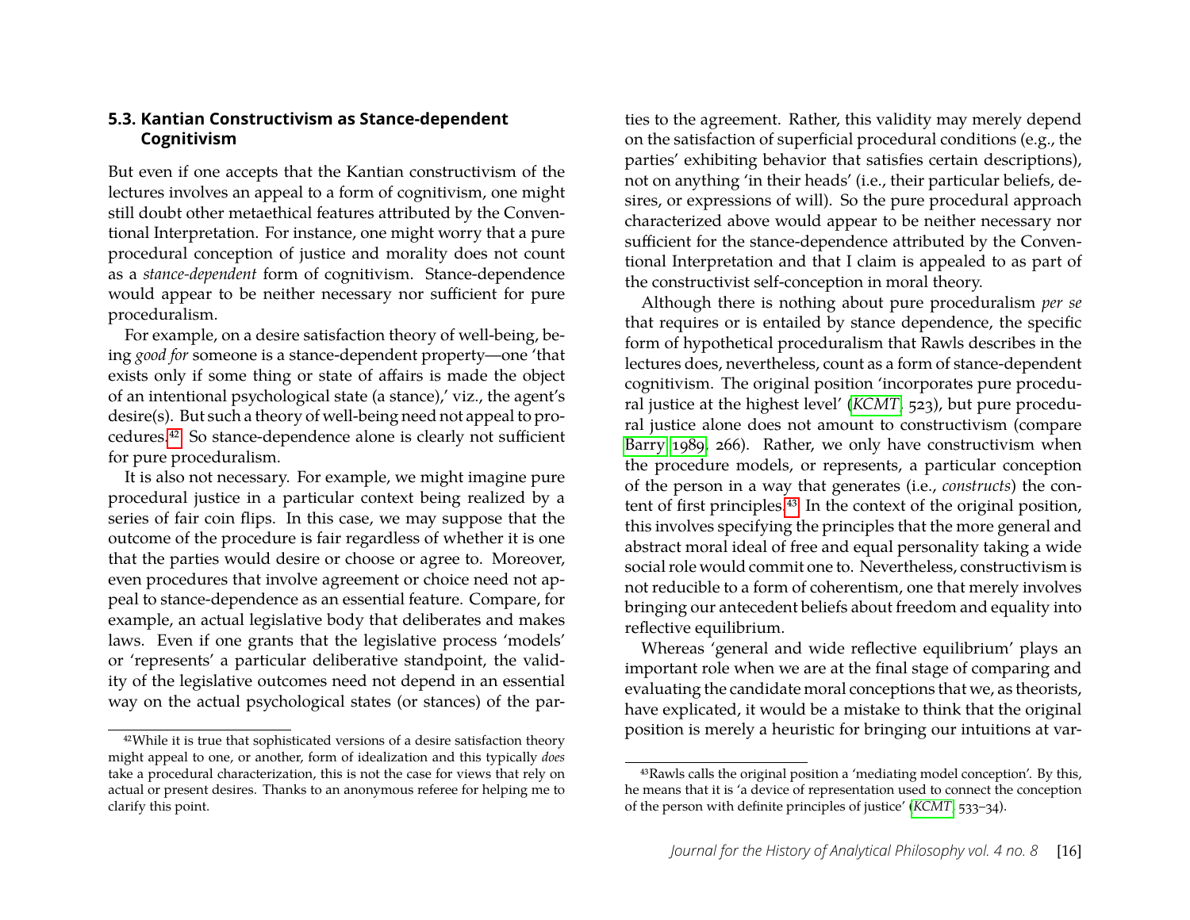### 5.3. Kantian Constructivism as Stance-dependent Cognitivism

But even if one accepts that the Kantian constructivism of the lectures involves an appeal to a form of cognitivism, one might still doubt other metaethical features attributed by the Conventional Interpretation. For instance, one might worry that a pure procedural conception of justice and morality does not count as a *stance-dependent* form of cognitivism. Stance-dependence would appear to be neither necessary nor sufficient for pure proceduralism.

For example, on a desire satisfaction theory of well-being, being *good for* someone is a stance-dependent property—one 'that exists only if some thing or state of affairs is made the object of an intentional psychological state (a stance),' viz., the agent's desire(s). But such a theory of well-being need not appeal to procedures.[42] So stance-dependence alone is clearly not sufficient for pure proceduralism.

It is also not necessary. For example, we might imagine pure procedural justice in a particular context being realized by a series of fair coin flips. In this case, we may suppose that the outcome of the procedure is fair regardless of whether it is one that the parties would desire or choose or agree to. Moreover, even procedures that involve agreement or choice need not appeal to stance-dependence as an essential feature. Compare, for example, an actual legislative body that deliberates and makes laws. Even if one grants that the legislative process 'models' or 'represents' a particular deliberative standpoint, the validity of the legislative outcomes need not depend in an essential way on the actual psychological states (or stances) of the parties to the agreement. Rather, this validity may merely depend on the satisfaction of superficial procedural conditions (e.g., the parties' exhibiting behavior that satisfies certain descriptions), not on anything 'in their heads' (i.e., their particular beliefs, desires, or expressions of will). So the pure procedural approach characterized above would appear to be neither necessary nor sufficient for the stance-dependence attributed by the Conventional Interpretation and that I claim is appealed to as part of the constructivist self-conception in moral theory.

Although there is nothing about pure proceduralism *per se* that requires or is entailed by stance dependence, the specific form of hypothetical proceduralism that Rawls describes in the lectures does, nevertheless, count as a form of stance-dependent cognitivism. The original position 'incorporates pure procedural justice at the highest level' (*KCMT*, 523), but pure procedural justice alone does not amount to constructivism (compare Barry 1989, 266). Rather, we only have constructivism when the procedure models, or represents, a particular conception of the person in a way that generates (i.e., *constructs*) the content of first principles.[43] In the context of the original position, this involves specifying the principles that the more general and abstract moral ideal of free and equal personality taking a wide social role would commit one to. Nevertheless, constructivism is not reducible to a form of coherentism, one that merely involves bringing our antecedent beliefs about freedom and equality into reflective equilibrium.

Whereas 'general and wide reflective equilibrium' plays an important role when we are at the final stage of comparing and evaluating the candidate moral conceptions that we, as theorists, have explicated, it would be a mistake to think that the original position is merely a heuristic for bringing our intuitions at var-

---

[42] While it is true that sophisticated versions of a desire satisfaction theory might appeal to one, or another, form of idealization and this typically *does* take a procedural characterization, this is not the case for views that rely on actual or present desires. Thanks to an anonymous referee for helping me to clarify this point.

[43] Rawls calls the original position a 'mediating model conception'. By this, he means that it is 'a device of representation used to connect the conception of the person with definite principles of justice' (*KCMT*, 533–34).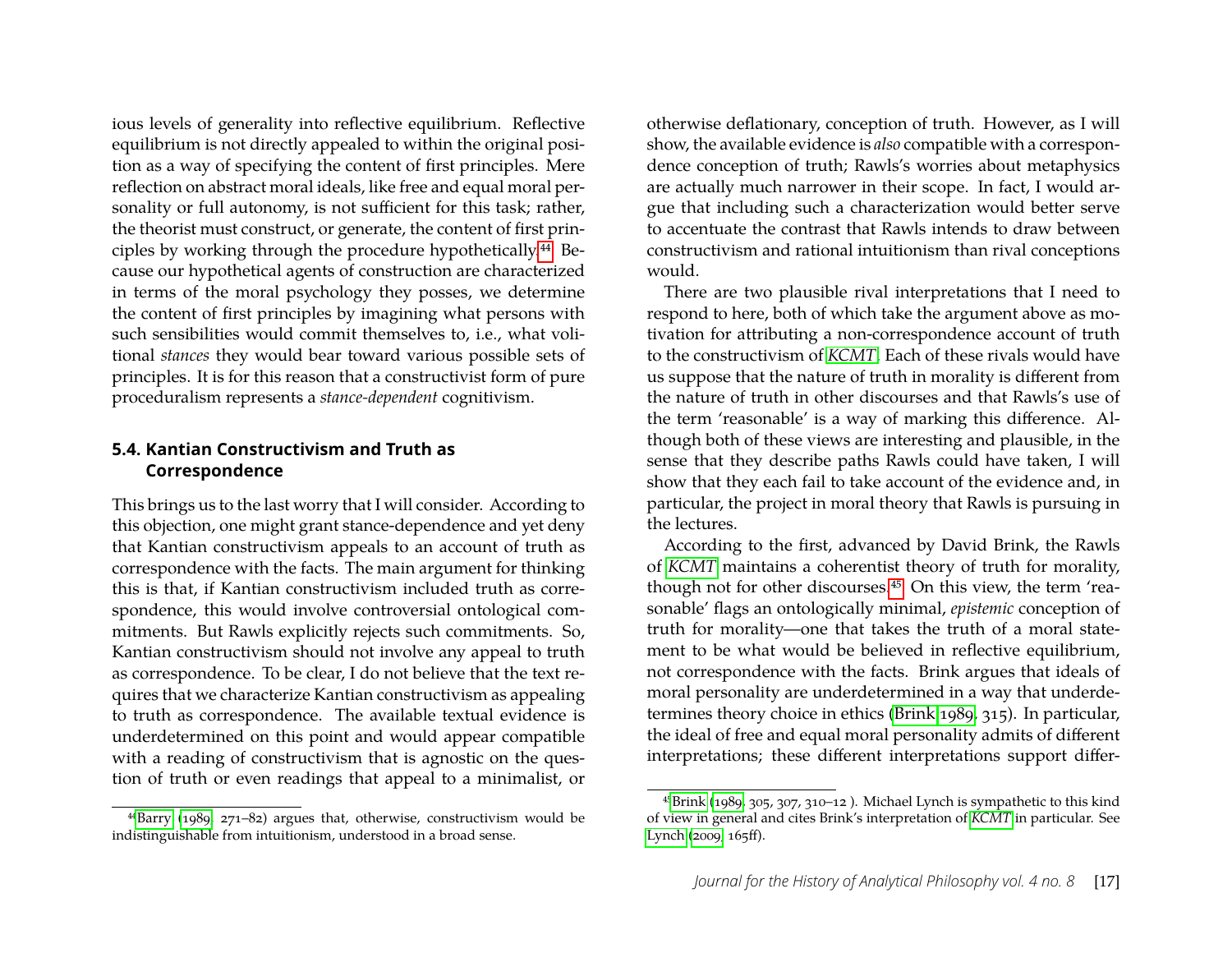ious levels of generality into reflective equilibrium. Reflective equilibrium is not directly appealed to within the original position as a way of specifying the content of first principles. Mere reflection on abstract moral ideals, like free and equal moral personality or full autonomy, is not sufficient for this task; rather, the theorist must construct, or generate, the content of first principles by working through the procedure hypothetically.[44] Because our hypothetical agents of construction are characterized in terms of the moral psychology they posses, we determine the content of first principles by imagining what persons with such sensibilities would commit themselves to, i.e., what volitional *stances* they would bear toward various possible sets of principles. It is for this reason that a constructivist form of pure proceduralism represents a *stance-dependent* cognitivism.

## 5.4. Kantian Constructivism and Truth as Correspondence

This brings us to the last worry that I will consider. According to this objection, one might grant stance-dependence and yet deny that Kantian constructivism appeals to an account of truth as correspondence with the facts. The main argument for thinking this is that, if Kantian constructivism included truth as correspondence, this would involve controversial ontological commitments. But Rawls explicitly rejects such commitments. So, Kantian constructivism should not involve any appeal to truth as correspondence. To be clear, I do not believe that the text requires that we characterize Kantian constructivism as appealing to truth as correspondence. The available textual evidence is underdetermined on this point and would appear compatible with a reading of constructivism that is agnostic on the question of truth or even readings that appeal to a minimalist, or otherwise deflationary, conception of truth. However, as I will show, the available evidence is *also* compatible with a correspondence conception of truth; Rawls's worries about metaphysics are actually much narrower in their scope. In fact, I would argue that including such a characterization would better serve to accentuate the contrast that Rawls intends to draw between constructivism and rational intuitionism than rival conceptions would.

There are two plausible rival interpretations that I need to respond to here, both of which take the argument above as motivation for attributing a non-correspondence account of truth to the constructivism of *KCMT*. Each of these rivals would have us suppose that the nature of truth in morality is different from the nature of truth in other discourses and that Rawls's use of the term 'reasonable' is a way of marking this difference. Although both of these views are interesting and plausible, in the sense that they describe paths Rawls could have taken, I will show that they each fail to take account of the evidence and, in particular, the project in moral theory that Rawls is pursuing in the lectures.

According to the first, advanced by David Brink, the Rawls of *KCMT* maintains a coherentist theory of truth for morality, though not for other discourses.[45] On this view, the term 'reasonable' flags an ontologically minimal, *epistemic* conception of truth for morality—one that takes the truth of a moral statement to be what would be believed in reflective equilibrium, not correspondence with the facts. Brink argues that ideals of moral personality are underdetermined in a way that underdetermines theory choice in ethics (Brink 1989, 315). In particular, the ideal of free and equal moral personality admits of different interpretations; these different interpretations support differ-

[44] Barry (1989, 271–82) argues that, otherwise, constructivism would be indistinguishable from intuitionism, understood in a broad sense.

[45] Brink (1989, 305, 307, 310–12 ). Michael Lynch is sympathetic to this kind of view in general and cites Brink's interpretation of *KCMT* in particular. See Lynch (2009, 165ff).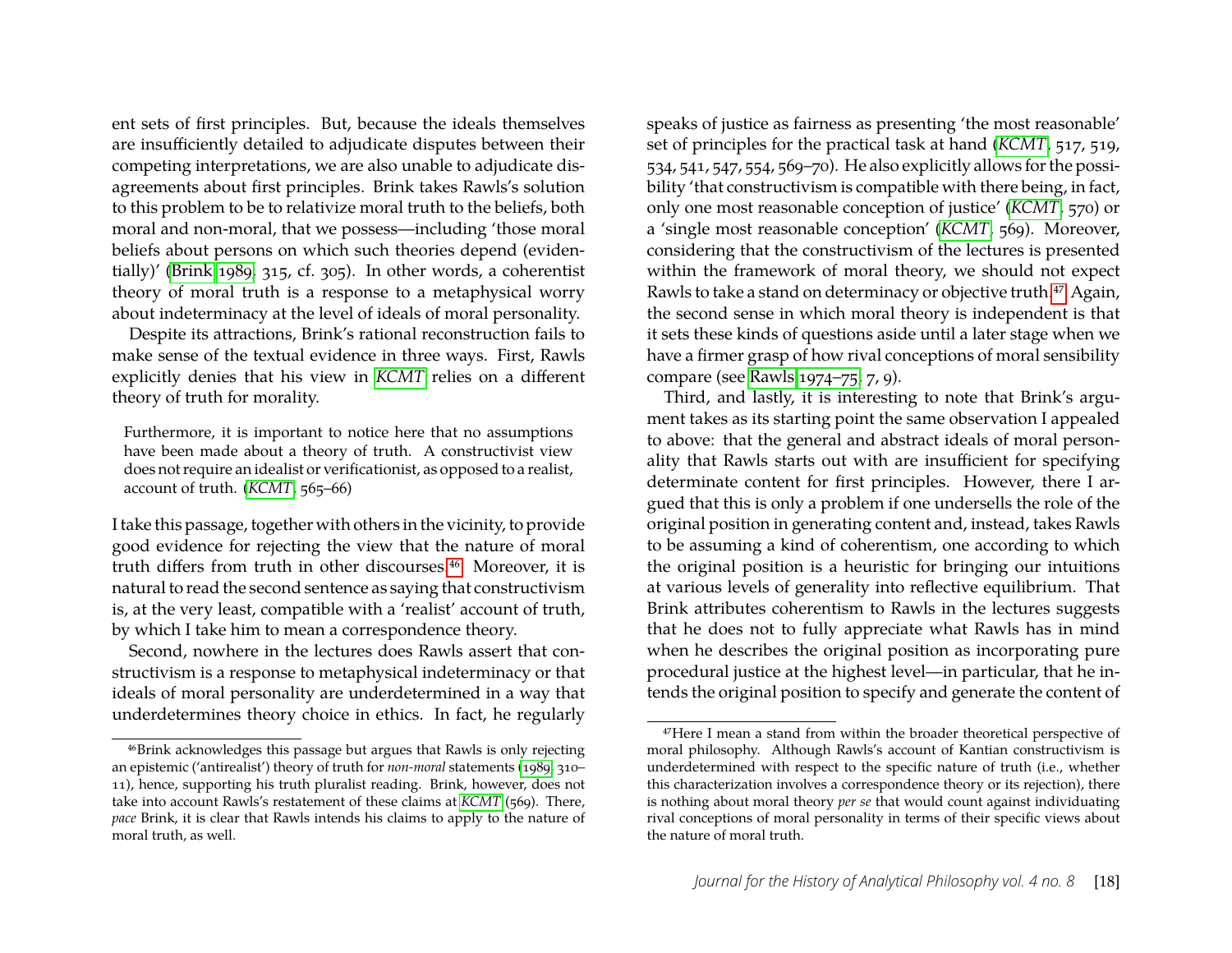ent sets of first principles. But, because the ideals themselves are insufficiently detailed to adjudicate disputes between their competing interpretations, we are also unable to adjudicate disagreements about first principles. Brink takes Rawls's solution to this problem to be to relativize moral truth to the beliefs, both moral and non-moral, that we possess—including 'those moral beliefs about persons on which such theories depend (evidentially)' (Brink 1989, 315, cf. 305). In other words, a coherentist theory of moral truth is a response to a metaphysical worry about indeterminacy at the level of ideals of moral personality.

Despite its attractions, Brink's rational reconstruction fails to make sense of the textual evidence in three ways. First, Rawls explicitly denies that his view in *KCMT* relies on a different theory of truth for morality.

> Furthermore, it is important to notice here that no assumptions have been made about a theory of truth. A constructivist view does not require an idealist or verificationist, as opposed to a realist, account of truth. (*KCMT*, 565–66)

I take this passage, together with others in the vicinity, to provide good evidence for rejecting the view that the nature of moral truth differs from truth in other discourses.[46] Moreover, it is natural to read the second sentence as saying that constructivism is, at the very least, compatible with a 'realist' account of truth, by which I take him to mean a correspondence theory.

Second, nowhere in the lectures does Rawls assert that constructivism is a response to metaphysical indeterminacy or that ideals of moral personality are underdetermined in a way that underdetermines theory choice in ethics. In fact, he regularly speaks of justice as fairness as presenting 'the most reasonable' set of principles for the practical task at hand (*KCMT*, 517, 519, 534, 541, 547, 554, 569–70). He also explicitly allows for the possibility 'that constructivism is compatible with there being, in fact, only one most reasonable conception of justice' (*KCMT*, 570) or a 'single most reasonable conception' (*KCMT*, 569). Moreover, considering that the constructivism of the lectures is presented within the framework of moral theory, we should not expect Rawls to take a stand on determinacy or objective truth.[47] Again, the second sense in which moral theory is independent is that it sets these kinds of questions aside until a later stage when we have a firmer grasp of how rival conceptions of moral sensibility compare (see Rawls 1974–75, 7, 9).

Third, and lastly, it is interesting to note that Brink's argument takes as its starting point the same observation I appealed to above: that the general and abstract ideals of moral personality that Rawls starts out with are insufficient for specifying determinate content for first principles. However, there I argued that this is only a problem if one undersells the role of the original position in generating content and, instead, takes Rawls to be assuming a kind of coherentism, one according to which the original position is a heuristic for bringing our intuitions at various levels of generality into reflective equilibrium. That Brink attributes coherentism to Rawls in the lectures suggests that he does not to fully appreciate what Rawls has in mind when he describes the original position as incorporating pure procedural justice at the highest level—in particular, that he intends the original position to specify and generate the content of

---

[46] Brink acknowledges this passage but argues that Rawls is only rejecting an epistemic ('antirealist') theory of truth for *non-moral* statements (1989, 310–11), hence, supporting his truth pluralist reading. Brink, however, does not take into account Rawls's restatement of these claims at *KCMT* (569). There, *pace* Brink, it is clear that Rawls intends his claims to apply to the nature of moral truth, as well.

[47] Here I mean a stand from within the broader theoretical perspective of moral philosophy. Although Rawls's account of Kantian constructivism is underdetermined with respect to the specific nature of truth (i.e., whether this characterization involves a correspondence theory or its rejection), there is nothing about moral theory *per se* that would count against individuating rival conceptions of moral personality in terms of their specific views about the nature of moral truth.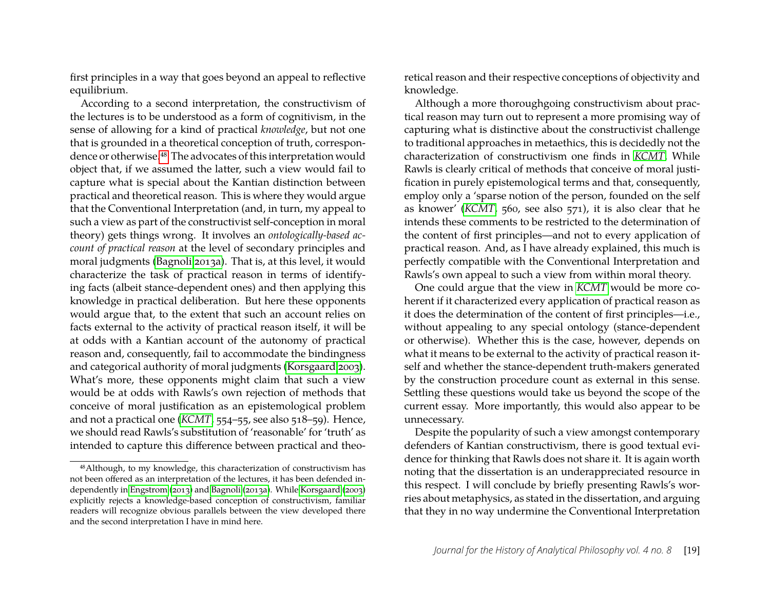first principles in a way that goes beyond an appeal to reflective equilibrium.

According to a second interpretation, the constructivism of the lectures is to be understood as a form of cognitivism, in the sense of allowing for a kind of practical *knowledge*, but not one that is grounded in a theoretical conception of truth, correspondence or otherwise.[48] The advocates of this interpretation would object that, if we assumed the latter, such a view would fail to capture what is special about the Kantian distinction between practical and theoretical reason. This is where they would argue that the Conventional Interpretation (and, in turn, my appeal to such a view as part of the constructivist self-conception in moral theory) gets things wrong. It involves an *ontologically-based account of practical reason* at the level of secondary principles and moral judgments (Bagnoli 2013a). That is, at this level, it would characterize the task of practical reason in terms of identifying facts (albeit stance-dependent ones) and then applying this knowledge in practical deliberation. But here these opponents would argue that, to the extent that such an account relies on facts external to the activity of practical reason itself, it will be at odds with a Kantian account of the autonomy of practical reason and, consequently, fail to accommodate the bindingness and categorical authority of moral judgments (Korsgaard 2003). What's more, these opponents might claim that such a view would be at odds with Rawls's own rejection of methods that conceive of moral justification as an epistemological problem and not a practical one (*KCMT*, 554–55, see also 518–59). Hence, we should read Rawls's substitution of 'reasonable' for 'truth' as intended to capture this difference between practical and theoretical reason and their respective conceptions of objectivity and knowledge.

Although a more thoroughgoing constructivism about practical reason may turn out to represent a more promising way of capturing what is distinctive about the constructivist challenge to traditional approaches in metaethics, this is decidedly not the characterization of constructivism one finds in *KCMT*. While Rawls is clearly critical of methods that conceive of moral justification in purely epistemological terms and that, consequently, employ only a 'sparse notion of the person, founded on the self as knower' (*KCMT*, 560, see also 571), it is also clear that he intends these comments to be restricted to the determination of the content of first principles—and not to every application of practical reason. And, as I have already explained, this much is perfectly compatible with the Conventional Interpretation and Rawls's own appeal to such a view from within moral theory.

One could argue that the view in *KCMT* would be more coherent if it characterized every application of practical reason as it does the determination of the content of first principles—i.e., without appealing to any special ontology (stance-dependent or otherwise). Whether this is the case, however, depends on what it means to be external to the activity of practical reason itself and whether the stance-dependent truth-makers generated by the construction procedure count as external in this sense. Settling these questions would take us beyond the scope of the current essay. More importantly, this would also appear to be unnecessary.

Despite the popularity of such a view amongst contemporary defenders of Kantian constructivism, there is good textual evidence for thinking that Rawls does not share it. It is again worth noting that the dissertation is an underappreciated resource in this respect. I will conclude by briefly presenting Rawls's worries about metaphysics, as stated in the dissertation, and arguing that they in no way undermine the Conventional Interpretation

[48] Although, to my knowledge, this characterization of constructivism has not been offered as an interpretation of the lectures, it has been defended independently in Engstrom (2013) and Bagnoli (2013a). While Korsgaard (2003) explicitly rejects a knowledge-based conception of constructivism, familiar readers will recognize obvious parallels between the view developed there and the second interpretation I have in mind here.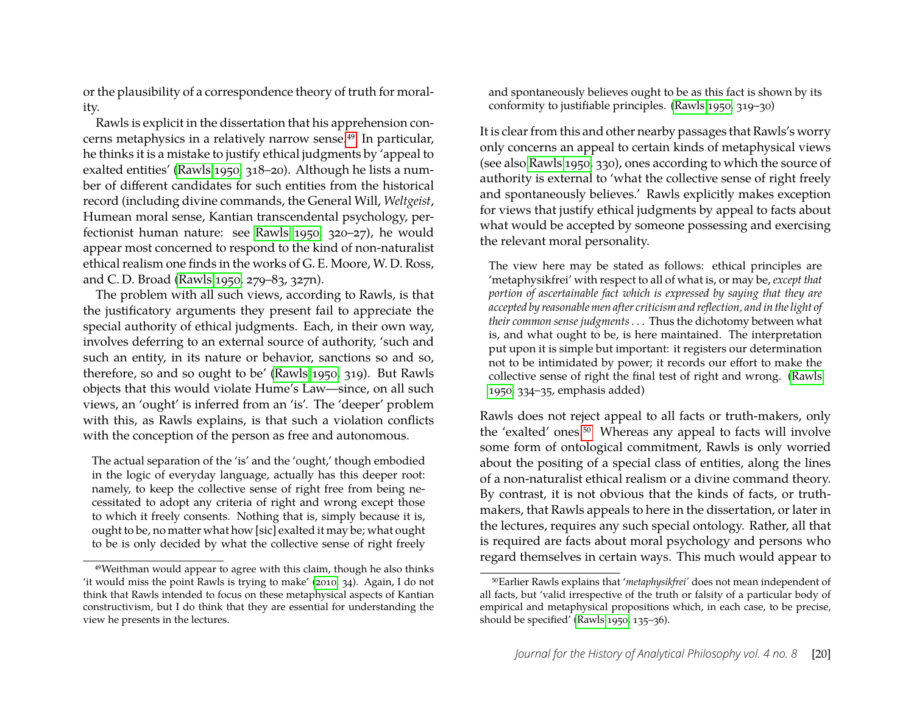or the plausibility of a correspondence theory of truth for morality.

Rawls is explicit in the dissertation that his apprehension concerns metaphysics in a relatively narrow sense.[49] In particular, he thinks it is a mistake to justify ethical judgments by 'appeal to exalted entities' (Rawls 1950, 318–20). Although he lists a number of different candidates for such entities from the historical record (including divine commands, the General Will, *Weltgeist*, Humean moral sense, Kantian transcendental psychology, perfectionist human nature: see Rawls 1950, 320–27), he would appear most concerned to respond to the kind of non-naturalist ethical realism one finds in the works of G. E. Moore, W. D. Ross, and C. D. Broad (Rawls 1950, 279–83, 327n).

The problem with all such views, according to Rawls, is that the justificatory arguments they present fail to appreciate the special authority of ethical judgments. Each, in their own way, involves deferring to an external source of authority, 'such and such an entity, in its nature or behavior, sanctions so and so, therefore, so and so ought to be' (Rawls 1950, 319). But Rawls objects that this would violate Hume's Law—since, on all such views, an 'ought' is inferred from an 'is'. The 'deeper' problem with this, as Rawls explains, is that such a violation conflicts with the conception of the person as free and autonomous.

> The actual separation of the 'is' and the 'ought,' though embodied in the logic of everyday language, actually has this deeper root: namely, to keep the collective sense of right free from being necessitated to adopt any criteria of right and wrong except those to which it freely consents. Nothing that is, simply because it is, ought to be, no matter what how [sic] exalted it may be; what ought to be is only decided by what the collective sense of right freely and spontaneously believes ought to be as this fact is shown by its conformity to justifiable principles. (Rawls 1950, 319–30)

It is clear from this and other nearby passages that Rawls's worry only concerns an appeal to certain kinds of metaphysical views (see also Rawls 1950, 330), ones according to which the source of authority is external to 'what the collective sense of right freely and spontaneously believes.' Rawls explicitly makes exception for views that justify ethical judgments by appeal to facts about what would be accepted by someone possessing and exercising the relevant moral personality.

> The view here may be stated as follows: ethical principles are 'metaphysikfrei' with respect to all of what is, or may be, *except that portion of ascertainable fact which is expressed by saying that they are accepted by reasonable men after criticism and reflection, and in the light of their common sense judgments* . . . Thus the dichotomy between what is, and what ought to be, is here maintained. The interpretation put upon it is simple but important: it registers our determination not to be intimidated by power; it records our effort to make the collective sense of right the final test of right and wrong. (Rawls 1950, 334–35, emphasis added)

Rawls does not reject appeal to all facts or truth-makers, only the 'exalted' ones.[50] Whereas any appeal to facts will involve some form of ontological commitment, Rawls is only worried about the positing of a special class of entities, along the lines of a non-naturalist ethical realism or a divine command theory. By contrast, it is not obvious that the kinds of facts, or truth-makers, that Rawls appeals to here in the dissertation, or later in the lectures, requires any such special ontology. Rather, all that is required are facts about moral psychology and persons who regard themselves in certain ways. This much would appear to

---

[49] Weithman would appear to agree with this claim, though he also thinks 'it would miss the point Rawls is trying to make' (2010, 34). Again, I do not think that Rawls intended to focus on these metaphysical aspects of Kantian constructivism, but I do think that they are essential for understanding the view he presents in the lectures.

[50] Earlier Rawls explains that '*metaphysikfrei*' does not mean independent of all facts, but 'valid irrespective of the truth or falsity of a particular body of empirical and metaphysical propositions which, in each case, to be precise, should be specified' (Rawls 1950, 135–36).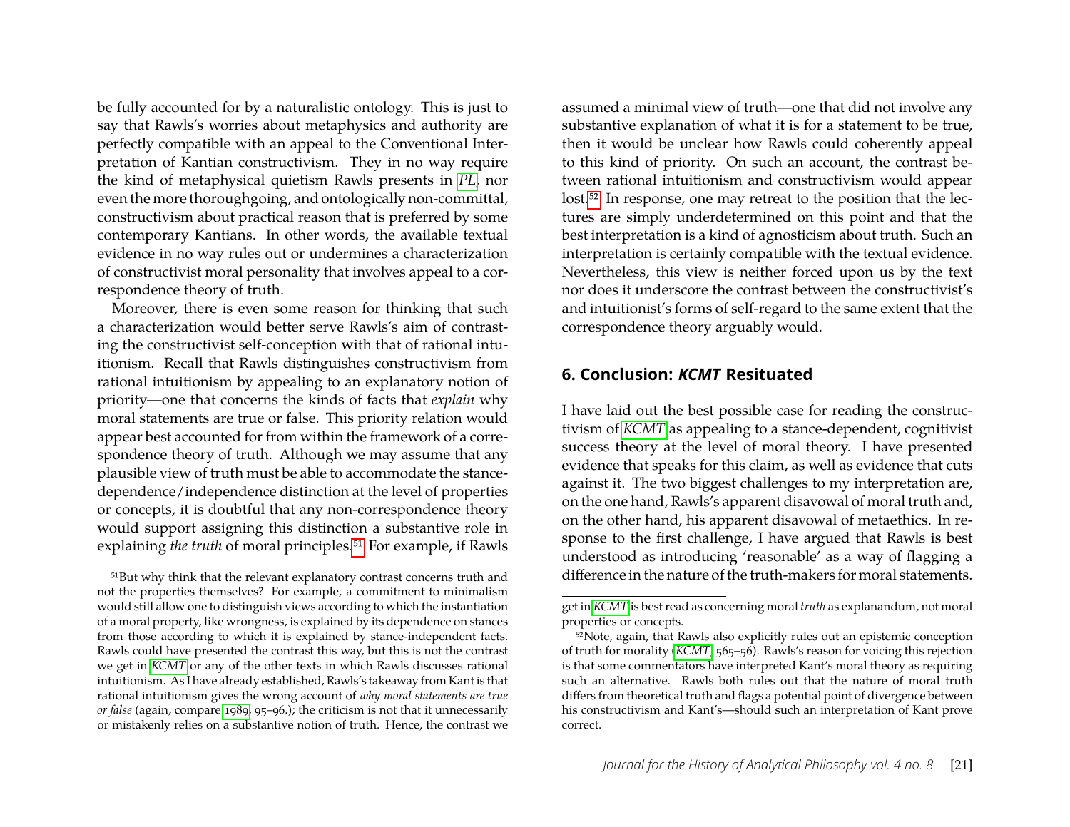be fully accounted for by a naturalistic ontology. This is just to say that Rawls's worries about metaphysics and authority are perfectly compatible with an appeal to the Conventional Interpretation of Kantian constructivism. They in no way require the kind of metaphysical quietism Rawls presents in *PL*, nor even the more thoroughgoing, and ontologically non-committal, constructivism about practical reason that is preferred by some contemporary Kantians. In other words, the available textual evidence in no way rules out or undermines a characterization of constructivist moral personality that involves appeal to a correspondence theory of truth.

Moreover, there is even some reason for thinking that such a characterization would better serve Rawls's aim of contrasting the constructivist self-conception with that of rational intuitionism. Recall that Rawls distinguishes constructivism from rational intuitionism by appealing to an explanatory notion of priority—one that concerns the kinds of facts that *explain* why moral statements are true or false. This priority relation would appear best accounted for from within the framework of a correspondence theory of truth. Although we may assume that any plausible view of truth must be able to accommodate the stance-dependence/independence distinction at the level of properties or concepts, it is doubtful that any non-correspondence theory would support assigning this distinction a substantive role in explaining *the truth* of moral principles.[51] For example, if Rawls assumed a minimal view of truth—one that did not involve any substantive explanation of what it is for a statement to be true, then it would be unclear how Rawls could coherently appeal to this kind of priority. On such an account, the contrast between rational intuitionism and constructivism would appear lost.[52] In response, one may retreat to the position that the lectures are simply underdetermined on this point and that the best interpretation is a kind of agnosticism about truth. Such an interpretation is certainly compatible with the textual evidence. Nevertheless, this view is neither forced upon us by the text nor does it underscore the contrast between the constructivist's and intuitionist's forms of self-regard to the same extent that the correspondence theory arguably would.

## 6. Conclusion: *KCMT* Resituated

I have laid out the best possible case for reading the constructivism of *KCMT* as appealing to a stance-dependent, cognitivist success theory at the level of moral theory. I have presented evidence that speaks for this claim, as well as evidence that cuts against it. The two biggest challenges to my interpretation are, on the one hand, Rawls's apparent disavowal of moral truth and, on the other hand, his apparent disavowal of metaethics. In response to the first challenge, I have argued that Rawls is best understood as introducing 'reasonable' as a way of flagging a difference in the nature of the truth-makers for moral statements.

---

[51] But why think that the relevant explanatory contrast concerns truth and not the properties themselves? For example, a commitment to minimalism would still allow one to distinguish views according to which the instantiation of a moral property, like wrongness, is explained by its dependence on stances from those according to which it is explained by stance-independent facts. Rawls could have presented the contrast this way, but this is not the contrast we get in *KCMT* or any of the other texts in which Rawls discusses rational intuitionism. As I have already established, Rawls's takeaway from Kant is that rational intuitionism gives the wrong account of *why moral statements are true or false* (again, compare 1989, 95–96.); the criticism is not that it unnecessarily or mistakenly relies on a substantive notion of truth. Hence, the contrast we get in *KCMT* is best read as concerning moral *truth* as explanandum, not moral properties or concepts.

[52] Note, again, that Rawls also explicitly rules out an epistemic conception of truth for morality (*KCMT*, 565–56). Rawls's reason for voicing this rejection is that some commentators have interpreted Kant's moral theory as requiring such an alternative. Rawls both rules out that the nature of moral truth differs from theoretical truth and flags a potential point of divergence between his constructivism and Kant's—should such an interpretation of Kant prove correct.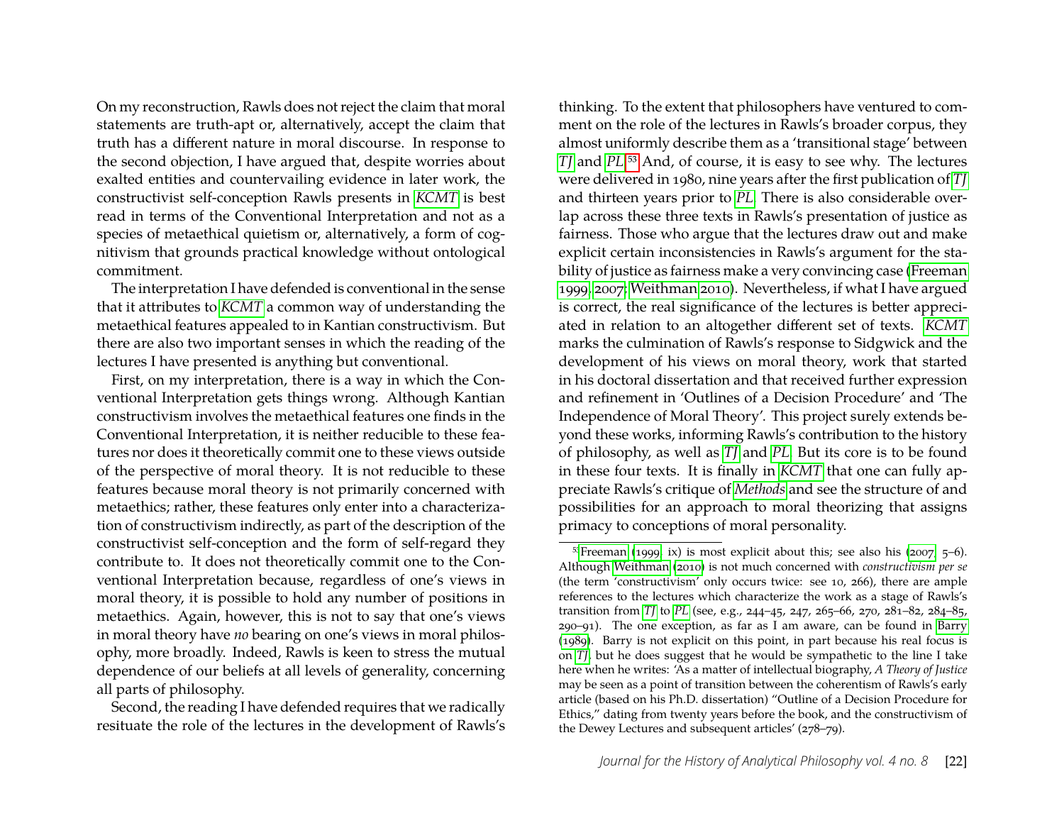On my reconstruction, Rawls does not reject the claim that moral statements are truth-apt or, alternatively, accept the claim that truth has a different nature in moral discourse. In response to the second objection, I have argued that, despite worries about exalted entities and countervailing evidence in later work, the constructivist self-conception Rawls presents in *KCMT* is best read in terms of the Conventional Interpretation and not as a species of metaethical quietism or, alternatively, a form of cognitivism that grounds practical knowledge without ontological commitment.

The interpretation I have defended is conventional in the sense that it attributes to *KCMT* a common way of understanding the metaethical features appealed to in Kantian constructivism. But there are also two important senses in which the reading of the lectures I have presented is anything but conventional.

First, on my interpretation, there is a way in which the Conventional Interpretation gets things wrong. Although Kantian constructivism involves the metaethical features one finds in the Conventional Interpretation, it is neither reducible to these features nor does it theoretically commit one to these views outside of the perspective of moral theory. It is not reducible to these features because moral theory is not primarily concerned with metaethics; rather, these features only enter into a characterization of constructivism indirectly, as part of the description of the constructivist self-conception and the form of self-regard they contribute to. It does not theoretically commit one to the Conventional Interpretation because, regardless of one's views in moral theory, it is possible to hold any number of positions in metaethics. Again, however, this is not to say that one's views in moral theory have *no* bearing on one's views in moral philosophy, more broadly. Indeed, Rawls is keen to stress the mutual dependence of our beliefs at all levels of generality, concerning all parts of philosophy.

Second, the reading I have defended requires that we radically resituate the role of the lectures in the development of Rawls's thinking. To the extent that philosophers have ventured to comment on the role of the lectures in Rawls's broader corpus, they almost uniformly describe them as a 'transitional stage' between *TJ* and *PL*.[53] And, of course, it is easy to see why. The lectures were delivered in 1980, nine years after the first publication of *TJ* and thirteen years prior to *PL*. There is also considerable overlap across these three texts in Rawls's presentation of justice as fairness. Those who argue that the lectures draw out and make explicit certain inconsistencies in Rawls's argument for the stability of justice as fairness make a very convincing case (Freeman 1999, 2007; Weithman 2010). Nevertheless, if what I have argued is correct, the real significance of the lectures is better appreciated in relation to an altogether different set of texts. *KCMT* marks the culmination of Rawls's response to Sidgwick and the development of his views on moral theory, work that started in his doctoral dissertation and that received further expression and refinement in 'Outlines of a Decision Procedure' and 'The Independence of Moral Theory'. This project surely extends beyond these works, informing Rawls's contribution to the history of philosophy, as well as *TJ* and *PL*. But its core is to be found in these four texts. It is finally in *KCMT* that one can fully appreciate Rawls's critique of *Methods* and see the structure of and possibilities for an approach to moral theorizing that assigns primacy to conceptions of moral personality.

[53] Freeman (1999, ix) is most explicit about this; see also his (2007, 5–6). Although Weithman (2010) is not much concerned with *constructivism per se* (the term 'constructivism' only occurs twice: see 10, 266), there are ample references to the lectures which characterize the work as a stage of Rawls's transition from *TJ* to *PL* (see, e.g., 244–45, 247, 265–66, 270, 281–82, 284–85, 290–91). The one exception, as far as I am aware, can be found in Barry (1989). Barry is not explicit on this point, in part because his real focus is on *TJ*, but he does suggest that he would be sympathetic to the line I take here when he writes: 'As a matter of intellectual biography, *A Theory of Justice* may be seen as a point of transition between the coherentism of Rawls's early article (based on his Ph.D. dissertation) "Outline of a Decision Procedure for Ethics," dating from twenty years before the book, and the constructivism of the Dewey Lectures and subsequent articles' (278–79).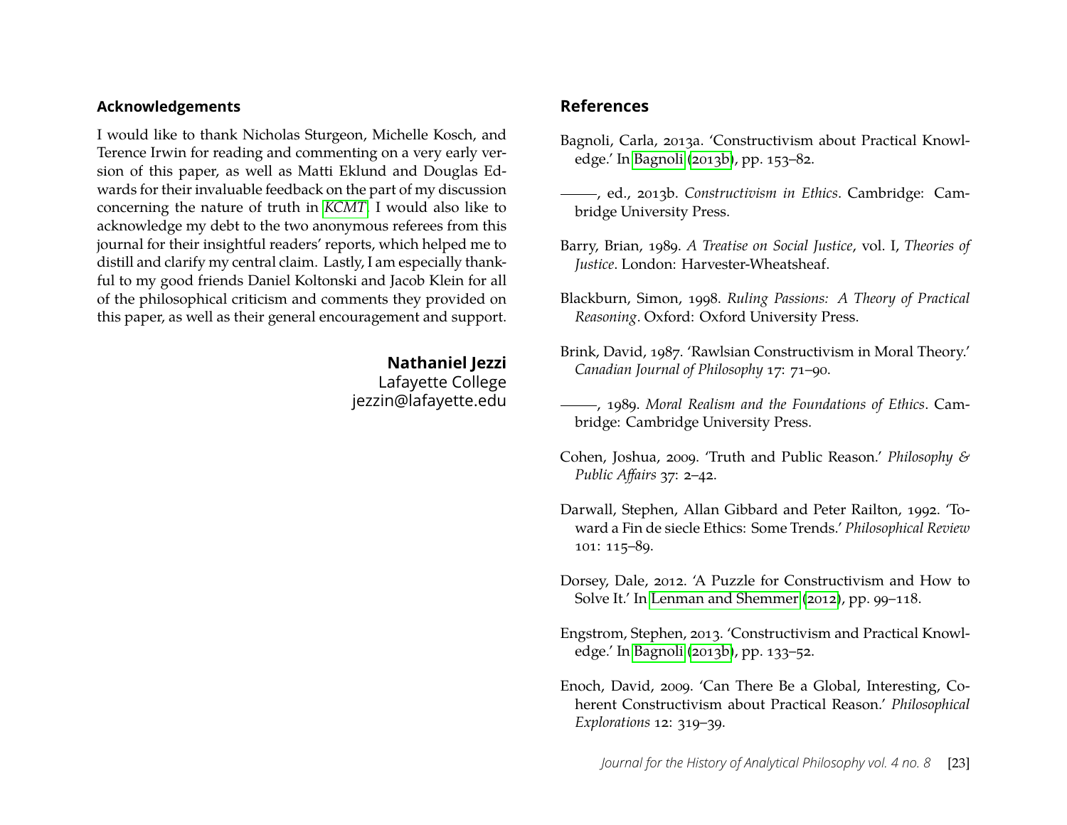## Acknowledgements

I would like to thank Nicholas Sturgeon, Michelle Kosch, and Terence Irwin for reading and commenting on a very early version of this paper, as well as Matti Eklund and Douglas Edwards for their invaluable feedback on the part of my discussion concerning the nature of truth in *KCMT*. I would also like to acknowledge my debt to the two anonymous referees from this journal for their insightful readers' reports, which helped me to distill and clarify my central claim. Lastly, I am especially thankful to my good friends Daniel Koltonski and Jacob Klein for all of the philosophical criticism and comments they provided on this paper, as well as their general encouragement and support.

**Nathaniel Jezzi**
Lafayette College
jezzin@lafayette.edu

## References

Bagnoli, Carla, 2013a. 'Constructivism about Practical Knowledge.' In Bagnoli (2013b), pp. 153–82.

———, ed., 2013b. *Constructivism in Ethics*. Cambridge: Cambridge University Press.

Barry, Brian, 1989. *A Treatise on Social Justice*, vol. I, *Theories of Justice*. London: Harvester-Wheatsheaf.

Blackburn, Simon, 1998. *Ruling Passions: A Theory of Practical Reasoning*. Oxford: Oxford University Press.

Brink, David, 1987. 'Rawlsian Constructivism in Moral Theory.' *Canadian Journal of Philosophy* 17: 71–90.

———, 1989. *Moral Realism and the Foundations of Ethics*. Cambridge: Cambridge University Press.

Cohen, Joshua, 2009. 'Truth and Public Reason.' *Philosophy & Public Affairs* 37: 2–42.

Darwall, Stephen, Allan Gibbard and Peter Railton, 1992. 'Toward a Fin de siecle Ethics: Some Trends.' *Philosophical Review* 101: 115–89.

Dorsey, Dale, 2012. 'A Puzzle for Constructivism and How to Solve It.' In Lenman and Shemmer (2012), pp. 99–118.

Engstrom, Stephen, 2013. 'Constructivism and Practical Knowledge.' In Bagnoli (2013b), pp. 133–52.

Enoch, David, 2009. 'Can There Be a Global, Interesting, Coherent Constructivism about Practical Reason.' *Philosophical Explorations* 12: 319–39.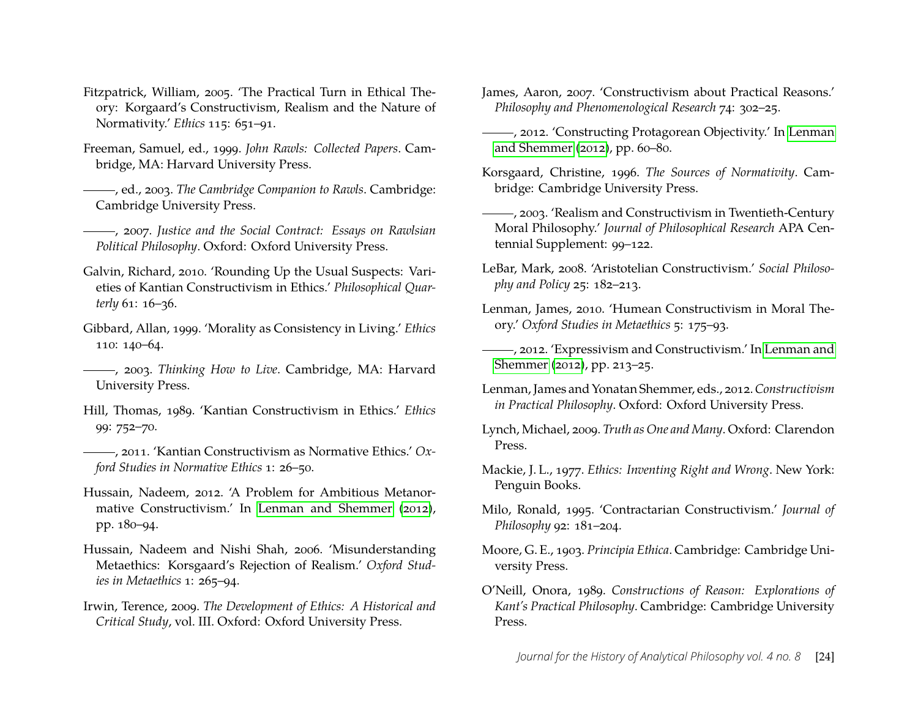Fitzpatrick, William, 2005. 'The Practical Turn in Ethical Theory: Korgaard's Constructivism, Realism and the Nature of Normativity.' *Ethics* 115: 651–91.

Freeman, Samuel, ed., 1999. *John Rawls: Collected Papers*. Cambridge, MA: Harvard University Press.

———, ed., 2003. *The Cambridge Companion to Rawls*. Cambridge: Cambridge University Press.

———, 2007. *Justice and the Social Contract: Essays on Rawlsian Political Philosophy*. Oxford: Oxford University Press.

Galvin, Richard, 2010. 'Rounding Up the Usual Suspects: Varieties of Kantian Constructivism in Ethics.' *Philosophical Quarterly* 61: 16–36.

Gibbard, Allan, 1999. 'Morality as Consistency in Living.' *Ethics* 110: 140–64.

———, 2003. *Thinking How to Live*. Cambridge, MA: Harvard University Press.

Hill, Thomas, 1989. 'Kantian Constructivism in Ethics.' *Ethics* 99: 752–70.

———, 2011. 'Kantian Constructivism as Normative Ethics.' *Oxford Studies in Normative Ethics* 1: 26–50.

Hussain, Nadeem, 2012. 'A Problem for Ambitious Metanormative Constructivism.' In Lenman and Shemmer (2012), pp. 180–94.

Hussain, Nadeem and Nishi Shah, 2006. 'Misunderstanding Metaethics: Korsgaard's Rejection of Realism.' *Oxford Studies in Metaethics* 1: 265–94.

Irwin, Terence, 2009. *The Development of Ethics: A Historical and Critical Study*, vol. III. Oxford: Oxford University Press.

James, Aaron, 2007. 'Constructivism about Practical Reasons.' *Philosophy and Phenomenological Research* 74: 302–25.

———, 2012. 'Constructing Protagorean Objectivity.' In Lenman and Shemmer (2012), pp. 60–80.

Korsgaard, Christine, 1996. *The Sources of Normativity*. Cambridge: Cambridge University Press.

———, 2003. 'Realism and Constructivism in Twentieth-Century Moral Philosophy.' *Journal of Philosophical Research* APA Centennial Supplement: 99–122.

LeBar, Mark, 2008. 'Aristotelian Constructivism.' *Social Philosophy and Policy* 25: 182–213.

Lenman, James, 2010. 'Humean Constructivism in Moral Theory.' *Oxford Studies in Metaethics* 5: 175–93.

———, 2012. 'Expressivism and Constructivism.' In Lenman and Shemmer (2012), pp. 213–25.

Lenman, James and Yonatan Shemmer, eds., 2012. *Constructivism in Practical Philosophy*. Oxford: Oxford University Press.

Lynch, Michael, 2009. *Truth as One and Many*. Oxford: Clarendon Press.

Mackie, J. L., 1977. *Ethics: Inventing Right and Wrong*. New York: Penguin Books.

Milo, Ronald, 1995. 'Contractarian Constructivism.' *Journal of Philosophy* 92: 181–204.

Moore, G. E., 1903. *Principia Ethica*. Cambridge: Cambridge University Press.

O'Neill, Onora, 1989. *Constructions of Reason: Explorations of Kant's Practical Philosophy*. Cambridge: Cambridge University Press.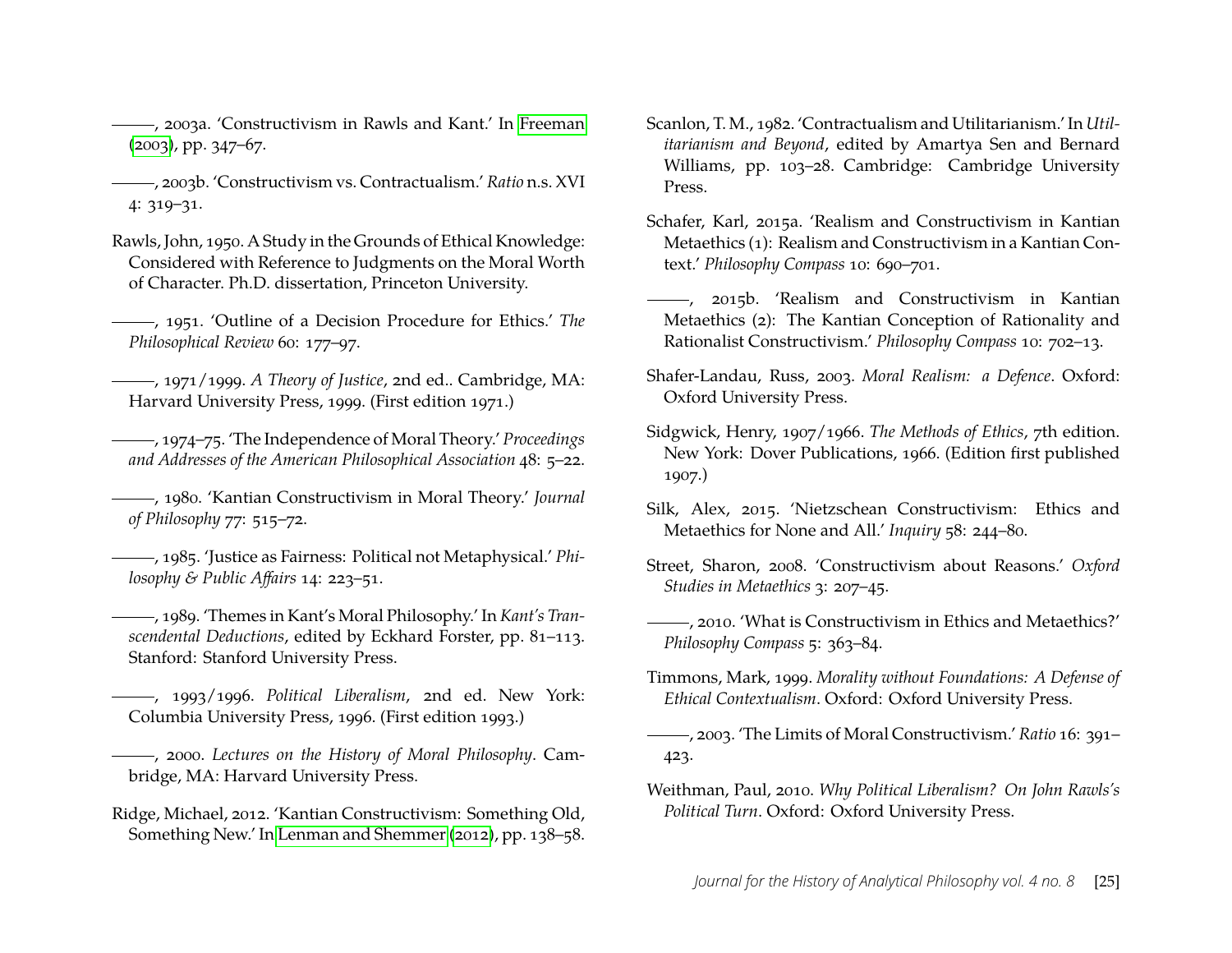———, 2003a. 'Constructivism in Rawls and Kant.' In Freeman (2003), pp. 347–67.

———, 2003b. 'Constructivism vs. Contractualism.' *Ratio* n.s. XVI 4: 319–31.

Rawls, John, 1950. A Study in the Grounds of Ethical Knowledge: Considered with Reference to Judgments on the Moral Worth of Character. Ph.D. dissertation, Princeton University.

———, 1951. 'Outline of a Decision Procedure for Ethics.' *The Philosophical Review* 60: 177–97.

———, 1971/1999. *A Theory of Justice*, 2nd ed.. Cambridge, MA: Harvard University Press, 1999. (First edition 1971.)

———, 1974–75. 'The Independence of Moral Theory.' *Proceedings and Addresses of the American Philosophical Association* 48: 5–22.

———, 1980. 'Kantian Constructivism in Moral Theory.' *Journal of Philosophy* 77: 515–72.

———, 1985. 'Justice as Fairness: Political not Metaphysical.' *Philosophy & Public Affairs* 14: 223–51.

———, 1989. 'Themes in Kant's Moral Philosophy.' In *Kant's Transcendental Deductions*, edited by Eckhard Forster, pp. 81–113. Stanford: Stanford University Press.

———, 1993/1996. *Political Liberalism*, 2nd ed. New York: Columbia University Press, 1996. (First edition 1993.)

———, 2000. *Lectures on the History of Moral Philosophy*. Cambridge, MA: Harvard University Press.

Ridge, Michael, 2012. 'Kantian Constructivism: Something Old, Something New.' In Lenman and Shemmer (2012), pp. 138–58.

Scanlon, T. M., 1982. 'Contractualism and Utilitarianism.' In *Utilitarianism and Beyond*, edited by Amartya Sen and Bernard Williams, pp. 103–28. Cambridge: Cambridge University Press.

Schafer, Karl, 2015a. 'Realism and Constructivism in Kantian Metaethics (1): Realism and Constructivism in a Kantian Context.' *Philosophy Compass* 10: 690–701.

———, 2015b. 'Realism and Constructivism in Kantian Metaethics (2): The Kantian Conception of Rationality and Rationalist Constructivism.' *Philosophy Compass* 10: 702–13.

Shafer-Landau, Russ, 2003. *Moral Realism: a Defence*. Oxford: Oxford University Press.

Sidgwick, Henry, 1907/1966. *The Methods of Ethics*, 7th edition. New York: Dover Publications, 1966. (Edition first published 1907.)

Silk, Alex, 2015. 'Nietzschean Constructivism: Ethics and Metaethics for None and All.' *Inquiry* 58: 244–80.

Street, Sharon, 2008. 'Constructivism about Reasons.' *Oxford Studies in Metaethics* 3: 207–45.

———, 2010. 'What is Constructivism in Ethics and Metaethics?' *Philosophy Compass* 5: 363–84.

Timmons, Mark, 1999. *Morality without Foundations: A Defense of Ethical Contextualism*. Oxford: Oxford University Press.

———, 2003. 'The Limits of Moral Constructivism.' *Ratio* 16: 391–423.

Weithman, Paul, 2010. *Why Political Liberalism? On John Rawls's Political Turn*. Oxford: Oxford University Press.